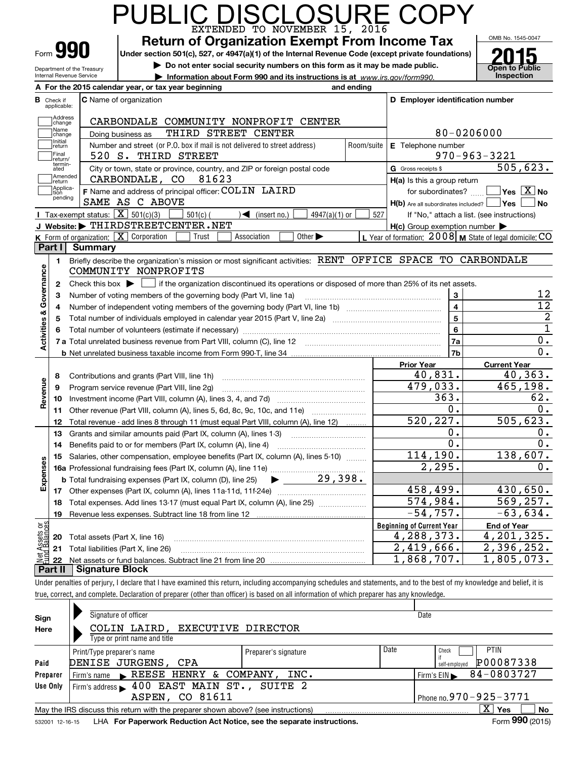# PUBLIC DISCLOSURE COPY

EXTENDED TO NOVEMBER 15, 2016

Form **990**

## Return of Organization Exempt From Income Tax

**Under section 501(c), 527, or 4947(a)(1) of the Internal Revenue Code (except private foundations)**

▶ Do not enter social security numbers on this form as it may be made public.

▶ Information about Form 990 and its instructions is at www.irs.gov/form990.

Department of the Treasury
Internal Revenue Service

OMB No. 1545-0047

**2015**

**Open to Public Inspection**

**A** For the 2015 calendar year, or tax year beginning and ending

**B** Check if applicable: Address change / Name change / Initial return / Final return/terminated / Amended return / Application pending

**C** Name of organization: CARBONDALE COMMUNITY NONPROFIT CENTER

Doing business as: THIRD STREET CENTER

Number and street (or P.O. box if mail is not delivered to street address): 520 S. THIRD STREET — Room/suite

City or town, state or province, country, and ZIP or foreign postal code: CARBONDALE, CO 81623

**F** Name and address of principal officer: COLIN LAIRD, SAME AS C ABOVE

**D** Employer identification number: 80-0206000

**E** Telephone number: 970-963-3221

**G** Gross receipts $ 505,623.

**H(a)** Is this a group return for subordinates? ☐ Yes ☒ No

**H(b)** Are all subordinates included? ☐ Yes ☐ No — If "No," attach a list. (see instructions)

**H(c)** Group exemption number ▶

**I** Tax-exempt status: ☒ 501(c)(3) ☐ 501(c) ( ) ◀ (insert no.) ☐ 4947(a)(1) or ☐ 527

**J** Website: ▶ THIRDSTREETCENTER.NET

**K** Form of organization: ☒ Corporation ☐ Trust ☐ Association ☐ Other ▶

**L** Year of formation: 2008 **M** State of legal domicile: CO

## Part I Summary

**Activities & Governance**

1. Briefly describe the organization's mission or most significant activities: RENT OFFICE SPACE TO CARBONDALE COMMUNITY NONPROFITS
2. Check this box ▶ ☐ if the organization discontinued its operations or disposed of more than 25% of its net assets.

| | | Line | |
|---|---|---|---|
| 3 | Number of voting members of the governing body (Part VI, line 1a) | 3 | 12 |
| 4 | Number of independent voting members of the governing body (Part VI, line 1b) | 4 | 12 |
| 5 | Total number of individuals employed in calendar year 2015 (Part V, line 2a) | 5 | 2 |
| 6 | Total number of volunteers (estimate if necessary) | 6 | 1 |
| 7a | Total unrelated business revenue from Part VIII, column (C), line 12 | 7a | 0. |
| b | Net unrelated business taxable income from Form 990-T, line 34 | 7b | 0. |

| | | Prior Year | Current Year |
|---|---|---|---|
| **Revenue** | | | |
| 8 | Contributions and grants (Part VIII, line 1h) | 40,831. | 40,363. |
| 9 | Program service revenue (Part VIII, line 2g) | 479,033. | 465,198. |
| 10 | Investment income (Part VIII, column (A), lines 3, 4, and 7d) | 363. | 62. |
| 11 | Other revenue (Part VIII, column (A), lines 5, 6d, 8c, 9c, 10c, and 11e) | 0. | 0. |
| 12 | Total revenue - add lines 8 through 11 (must equal Part VIII, column (A), line 12) | 520,227. | 505,623. |
| **Expenses** | | | |
| 13 | Grants and similar amounts paid (Part IX, column (A), lines 1-3) | 0. | 0. |
| 14 | Benefits paid to or for members (Part IX, column (A), line 4) | 0. | 0. |
| 15 | Salaries, other compensation, employee benefits (Part IX, column (A), lines 5-10) | 114,190. | 138,607. |
| 16a | Professional fundraising fees (Part IX, column (A), line 11e) | 2,295. | 0. |
| b | Total fundraising expenses (Part IX, column (D), line 25) ▶ 29,398. | | |
| 17 | Other expenses (Part IX, column (A), lines 11a-11d, 11f-24e) | 458,499. | 430,650. |
| 18 | Total expenses. Add lines 13-17 (must equal Part IX, column (A), line 25) | 574,984. | 569,257. |
| 19 | Revenue less expenses. Subtract line 18 from line 12 | -54,757. | -63,634. |

| **Net Assets or Fund Balances** | | Beginning of Current Year | End of Year |
|---|---|---|---|
| 20 | Total assets (Part X, line 16) | 4,288,373. | 4,201,325. |
| 21 | Total liabilities (Part X, line 26) | 2,419,666. | 2,396,252. |
| 22 | Net assets or fund balances. Subtract line 21 from line 20 | 1,868,707. | 1,805,073. |

## Part II Signature Block

Under penalties of perjury, I declare that I have examined this return, including accompanying schedules and statements, and to the best of my knowledge and belief, it is true, correct, and complete. Declaration of preparer (other than officer) is based on all information of which preparer has any knowledge.

**Sign Here**

Signature of officer — Date

COLIN LAIRD, EXECUTIVE DIRECTOR
Type or print name and title

**Paid Preparer Use Only**

| Print/Type preparer's name | Preparer's signature | Date | Check ☐ if self-employed | PTIN |
|---|---|---|---|---|
| DENISE JURGENS, CPA | | | | P00087338 |

Firm's name ▶ REESE HENRY & COMPANY, INC. — Firm's EIN ▶ 84-0803727

Firm's address ▶ 400 EAST MAIN ST., SUITE 2, ASPEN, CO 81611 — Phone no. 970-925-3771

May the IRS discuss this return with the preparer shown above? (see instructions) ☒ Yes ☐ No

532001 12-16-15 LHA For Paperwork Reduction Act Notice, see the separate instructions. Form **990** (2015)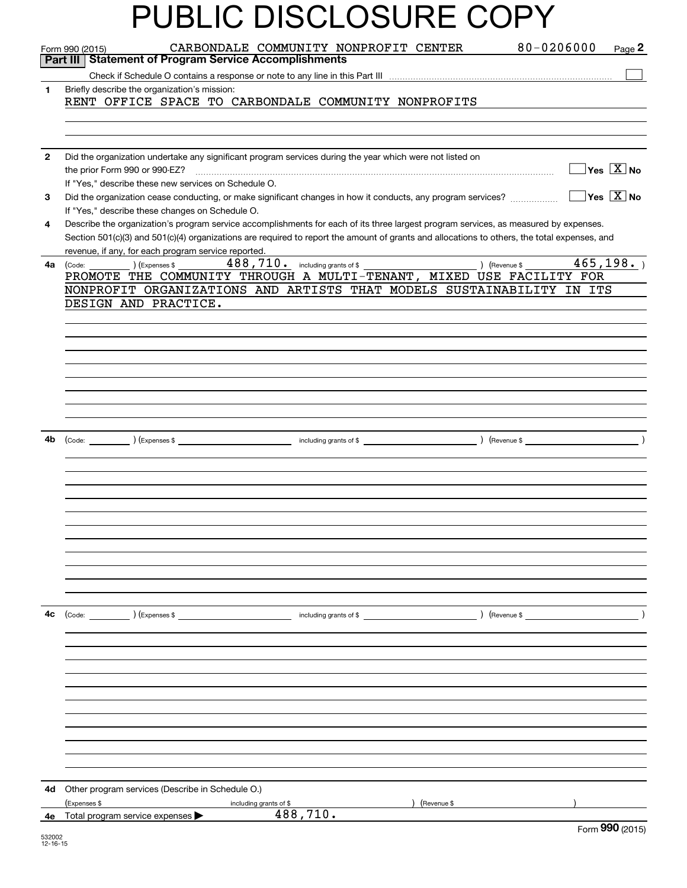# PUBLIC DISCLOSURE COPY

Form 990 (2015) CARBONDALE COMMUNITY NONPROFIT CENTER 80-0206000 Page **2**

**Part III | Statement of Program Service Accomplishments**

Check if Schedule O contains a response or note to any line in this Part III ☐

**1** Briefly describe the organization's mission:

RENT OFFICE SPACE TO CARBONDALE COMMUNITY NONPROFITS

**2** Did the organization undertake any significant program services during the year which were not listed on the prior Form 990 or 990-EZ? ☐ Yes ☒ No

If "Yes," describe these new services on Schedule O.

**3** Did the organization cease conducting, or make significant changes in how it conducts, any program services? ☐ Yes ☒ No

If "Yes," describe these changes on Schedule O.

**4** Describe the organization's program service accomplishments for each of its three largest program services, as measured by expenses. Section 501(c)(3) and 501(c)(4) organizations are required to report the amount of grants and allocations to others, the total expenses, and revenue, if any, for each program service reported.

**4a** (Code: ) (Expenses $ 488,710. including grants of $ ) (Revenue $ 465,198. )

PROMOTE THE COMMUNITY THROUGH A MULTI-TENANT, MIXED USE FACILITY FOR NONPROFIT ORGANIZATIONS AND ARTISTS THAT MODELS SUSTAINABILITY IN ITS DESIGN AND PRACTICE.

**4b** (Code: ) (Expenses $ including grants of $ ) (Revenue $ )

**4c** (Code: ) (Expenses $ including grants of $ ) (Revenue $ )

**4d** Other program services (Describe in Schedule O.)

(Expenses $ including grants of $ ) (Revenue $ )

**4e** Total program service expenses ▶ 488,710.

Form **990** (2015)

532002 12-16-15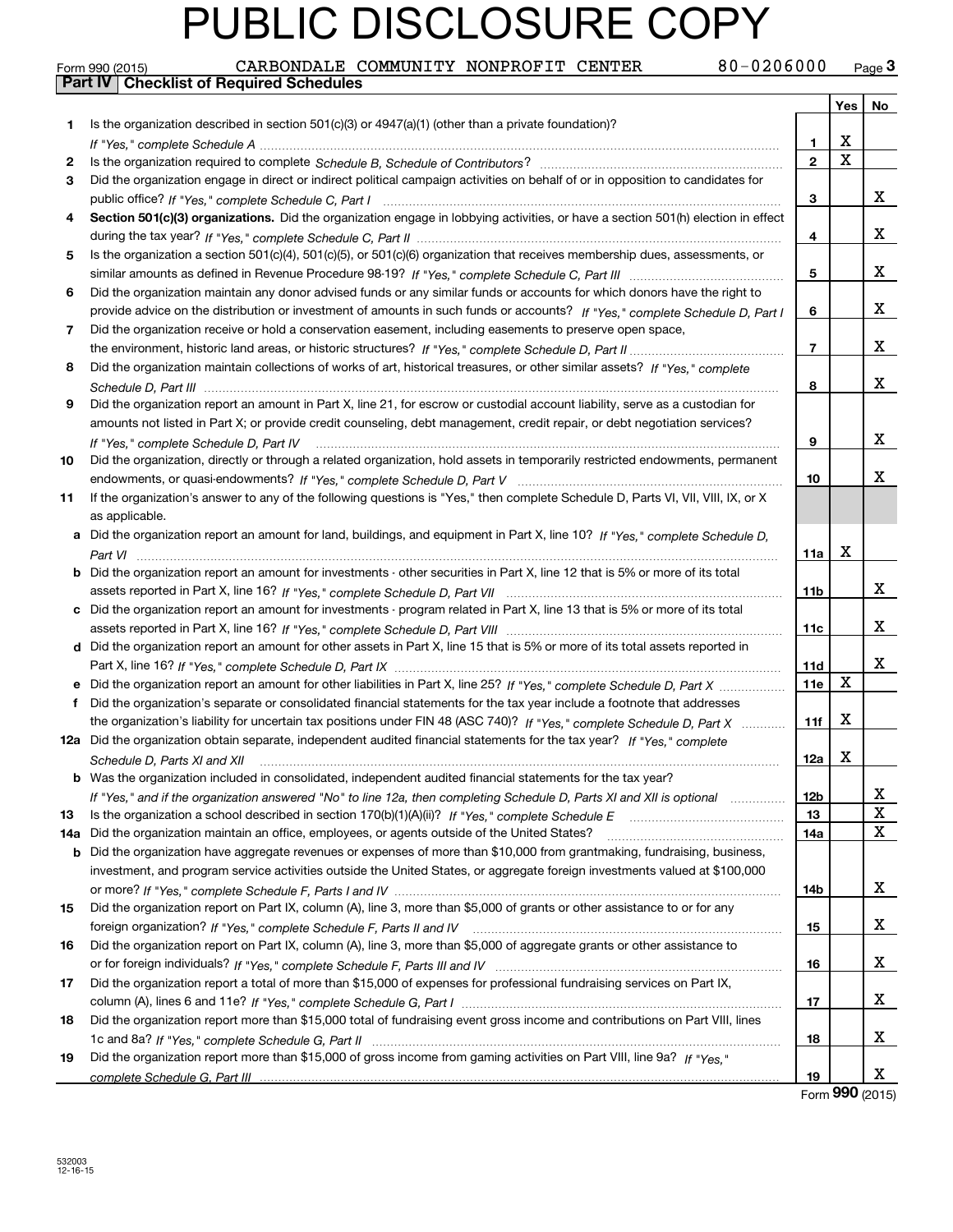# PUBLIC DISCLOSURE COPY

Form 990 (2015) CARBONDALE COMMUNITY NONPROFIT CENTER 80-0206000 Page 3

**Part IV Checklist of Required Schedules**

| | | | Yes | No |
|---|---|---|---|---|
| 1 | Is the organization described in section 501(c)(3) or 4947(a)(1) (other than a private foundation)? *If "Yes," complete Schedule A* | 1 | X | |
| 2 | Is the organization required to complete *Schedule B, Schedule of Contributors*? | 2 | X | |
| 3 | Did the organization engage in direct or indirect political campaign activities on behalf of or in opposition to candidates for public office? *If "Yes," complete Schedule C, Part I* | 3 | | X |
| 4 | **Section 501(c)(3) organizations.** Did the organization engage in lobbying activities, or have a section 501(h) election in effect during the tax year? *If "Yes," complete Schedule C, Part II* | 4 | | X |
| 5 | Is the organization a section 501(c)(4), 501(c)(5), or 501(c)(6) organization that receives membership dues, assessments, or similar amounts as defined in Revenue Procedure 98-19? *If "Yes," complete Schedule C, Part III* | 5 | | X |
| 6 | Did the organization maintain any donor advised funds or any similar funds or accounts for which donors have the right to provide advice on the distribution or investment of amounts in such funds or accounts? *If "Yes," complete Schedule D, Part I* | 6 | | X |
| 7 | Did the organization receive or hold a conservation easement, including easements to preserve open space, the environment, historic land areas, or historic structures? *If "Yes," complete Schedule D, Part II* | 7 | | X |
| 8 | Did the organization maintain collections of works of art, historical treasures, or other similar assets? *If "Yes," complete Schedule D, Part III* | 8 | | X |
| 9 | Did the organization report an amount in Part X, line 21, for escrow or custodial account liability, serve as a custodian for amounts not listed in Part X; or provide credit counseling, debt management, credit repair, or debt negotiation services? *If "Yes," complete Schedule D, Part IV* | 9 | | X |
| 10 | Did the organization, directly or through a related organization, hold assets in temporarily restricted endowments, permanent endowments, or quasi-endowments? *If "Yes," complete Schedule D, Part V* | 10 | | X |
| 11 | If the organization's answer to any of the following questions is "Yes," then complete Schedule D, Parts VI, VII, VIII, IX, or X as applicable. | | | |
| a | Did the organization report an amount for land, buildings, and equipment in Part X, line 10? *If "Yes," complete Schedule D, Part VI* | 11a | X | |
| b | Did the organization report an amount for investments - other securities in Part X, line 12 that is 5% or more of its total assets reported in Part X, line 16? *If "Yes," complete Schedule D, Part VII* | 11b | | X |
| c | Did the organization report an amount for investments - program related in Part X, line 13 that is 5% or more of its total assets reported in Part X, line 16? *If "Yes," complete Schedule D, Part VIII* | 11c | | X |
| d | Did the organization report an amount for other assets in Part X, line 15 that is 5% or more of its total assets reported in Part X, line 16? *If "Yes," complete Schedule D, Part IX* | 11d | | X |
| e | Did the organization report an amount for other liabilities in Part X, line 25? *If "Yes," complete Schedule D, Part X* | 11e | X | |
| f | Did the organization's separate or consolidated financial statements for the tax year include a footnote that addresses the organization's liability for uncertain tax positions under FIN 48 (ASC 740)? *If "Yes," complete Schedule D, Part X* | 11f | X | |
| 12a | Did the organization obtain separate, independent audited financial statements for the tax year? *If "Yes," complete Schedule D, Parts XI and XII* | 12a | X | |
| b | Was the organization included in consolidated, independent audited financial statements for the tax year? *If "Yes," and if the organization answered "No" to line 12a, then completing Schedule D, Parts XI and XII is optional* | 12b | | X |
| 13 | Is the organization a school described in section 170(b)(1)(A)(ii)? *If "Yes," complete Schedule E* | 13 | | X |
| 14a | Did the organization maintain an office, employees, or agents outside of the United States? | 14a | | X |
| b | Did the organization have aggregate revenues or expenses of more than $10,000 from grantmaking, fundraising, business, investment, and program service activities outside the United States, or aggregate foreign investments valued at $100,000 or more? *If "Yes," complete Schedule F, Parts I and IV* | 14b | | X |
| 15 | Did the organization report on Part IX, column (A), line 3, more than $5,000 of grants or other assistance to or for any foreign organization? *If "Yes," complete Schedule F, Parts II and IV* | 15 | | X |
| 16 | Did the organization report on Part IX, column (A), line 3, more than $5,000 of aggregate grants or other assistance to or for foreign individuals? *If "Yes," complete Schedule F, Parts III and IV* | 16 | | X |
| 17 | Did the organization report a total of more than $15,000 of expenses for professional fundraising services on Part IX, column (A), lines 6 and 11e? *If "Yes," complete Schedule G, Part I* | 17 | | X |
| 18 | Did the organization report more than $15,000 total of fundraising event gross income and contributions on Part VIII, lines 1c and 8a? *If "Yes," complete Schedule G, Part II* | 18 | | X |
| 19 | Did the organization report more than $15,000 of gross income from gaming activities on Part VIII, line 9a? *If "Yes," complete Schedule G, Part III* | 19 | | X |

Form **990** (2015)

532003 12-16-15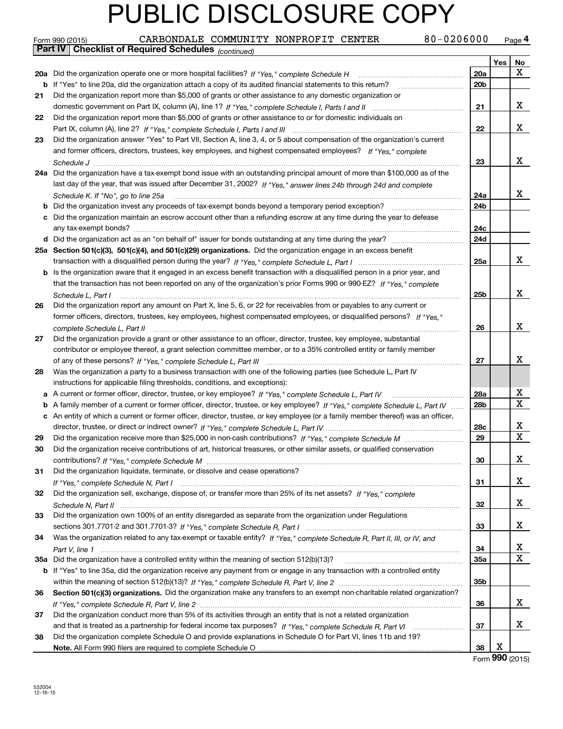# PUBLIC DISCLOSURE COPY

Form 990 (2015) CARBONDALE COMMUNITY NONPROFIT CENTER 80-0206000 Page **4**

**Part IV | Checklist of Required Schedules** *(continued)*

| | | | Yes | No |
|---|---|---|---|---|
| **20a** | Did the organization operate one or more hospital facilities? *If "Yes," complete Schedule H* | **20a** | | X |
| **b** | If "Yes" to line 20a, did the organization attach a copy of its audited financial statements to this return? | **20b** | | |
| **21** | Did the organization report more than $5,000 of grants or other assistance to any domestic organization or domestic government on Part IX, column (A), line 1? *If "Yes," complete Schedule I, Parts I and II* | **21** | | X |
| **22** | Did the organization report more than $5,000 of grants or other assistance to or for domestic individuals on Part IX, column (A), line 2? *If "Yes," complete Schedule I, Parts I and III* | **22** | | X |
| **23** | Did the organization answer "Yes" to Part VII, Section A, line 3, 4, or 5 about compensation of the organization's current and former officers, directors, trustees, key employees, and highest compensated employees? *If "Yes," complete Schedule J* | **23** | | X |
| **24a** | Did the organization have a tax-exempt bond issue with an outstanding principal amount of more than $100,000 as of the last day of the year, that was issued after December 31, 2002? *If "Yes," answer lines 24b through 24d and complete Schedule K. If "No", go to line 25a* | **24a** | | X |
| **b** | Did the organization invest any proceeds of tax-exempt bonds beyond a temporary period exception? | **24b** | | |
| **c** | Did the organization maintain an escrow account other than a refunding escrow at any time during the year to defease any tax-exempt bonds? | **24c** | | |
| **d** | Did the organization act as an "on behalf of" issuer for bonds outstanding at any time during the year? | **24d** | | |
| **25a** | **Section 501(c)(3), 501(c)(4), and 501(c)(29) organizations.** Did the organization engage in an excess benefit transaction with a disqualified person during the year? *If "Yes," complete Schedule L, Part I* | **25a** | | X |
| **b** | Is the organization aware that it engaged in an excess benefit transaction with a disqualified person in a prior year, and that the transaction has not been reported on any of the organization's prior Forms 990 or 990-EZ? *If "Yes," complete Schedule L, Part I* | **25b** | | X |
| **26** | Did the organization report any amount on Part X, line 5, 6, or 22 for receivables from or payables to any current or former officers, directors, trustees, key employees, highest compensated employees, or disqualified persons? *If "Yes," complete Schedule L, Part II* | **26** | | X |
| **27** | Did the organization provide a grant or other assistance to an officer, director, trustee, key employee, substantial contributor or employee thereof, a grant selection committee member, or to a 35% controlled entity or family member of any of these persons? *If "Yes," complete Schedule L, Part III* | **27** | | X |
| **28** | Was the organization a party to a business transaction with one of the following parties (see Schedule L, Part IV instructions for applicable filing thresholds, conditions, and exceptions): | | | |
| **a** | A current or former officer, director, trustee, or key employee? *If "Yes," complete Schedule L, Part IV* | **28a** | | X |
| **b** | A family member of a current or former officer, director, trustee, or key employee? *If "Yes," complete Schedule L, Part IV* | **28b** | | X |
| **c** | An entity of which a current or former officer, director, trustee, or key employee (or a family member thereof) was an officer, director, trustee, or direct or indirect owner? *If "Yes," complete Schedule L, Part IV* | **28c** | | X |
| **29** | Did the organization receive more than $25,000 in non-cash contributions? *If "Yes," complete Schedule M* | **29** | | X |
| **30** | Did the organization receive contributions of art, historical treasures, or other similar assets, or qualified conservation contributions? *If "Yes," complete Schedule M* | **30** | | X |
| **31** | Did the organization liquidate, terminate, or dissolve and cease operations? *If "Yes," complete Schedule N, Part I* | **31** | | X |
| **32** | Did the organization sell, exchange, dispose of, or transfer more than 25% of its net assets? *If "Yes," complete Schedule N, Part II* | **32** | | X |
| **33** | Did the organization own 100% of an entity disregarded as separate from the organization under Regulations sections 301.7701-2 and 301.7701-3? *If "Yes," complete Schedule R, Part I* | **33** | | X |
| **34** | Was the organization related to any tax-exempt or taxable entity? *If "Yes," complete Schedule R, Part II, III, or IV, and Part V, line 1* | **34** | | X |
| **35a** | Did the organization have a controlled entity within the meaning of section 512(b)(13)? | **35a** | | X |
| **b** | If "Yes" to line 35a, did the organization receive any payment from or engage in any transaction with a controlled entity within the meaning of section 512(b)(13)? *If "Yes," complete Schedule R, Part V, line 2* | **35b** | | |
| **36** | **Section 501(c)(3) organizations.** Did the organization make any transfers to an exempt non-charitable related organization? *If "Yes," complete Schedule R, Part V, line 2* | **36** | | X |
| **37** | Did the organization conduct more than 5% of its activities through an entity that is not a related organization and that is treated as a partnership for federal income tax purposes? *If "Yes," complete Schedule R, Part VI* | **37** | | X |
| **38** | Did the organization complete Schedule O and provide explanations in Schedule O for Part VI, lines 11b and 19? **Note.** All Form 990 filers are required to complete Schedule O | **38** | X | |

Form **990** (2015)

532004
12-16-15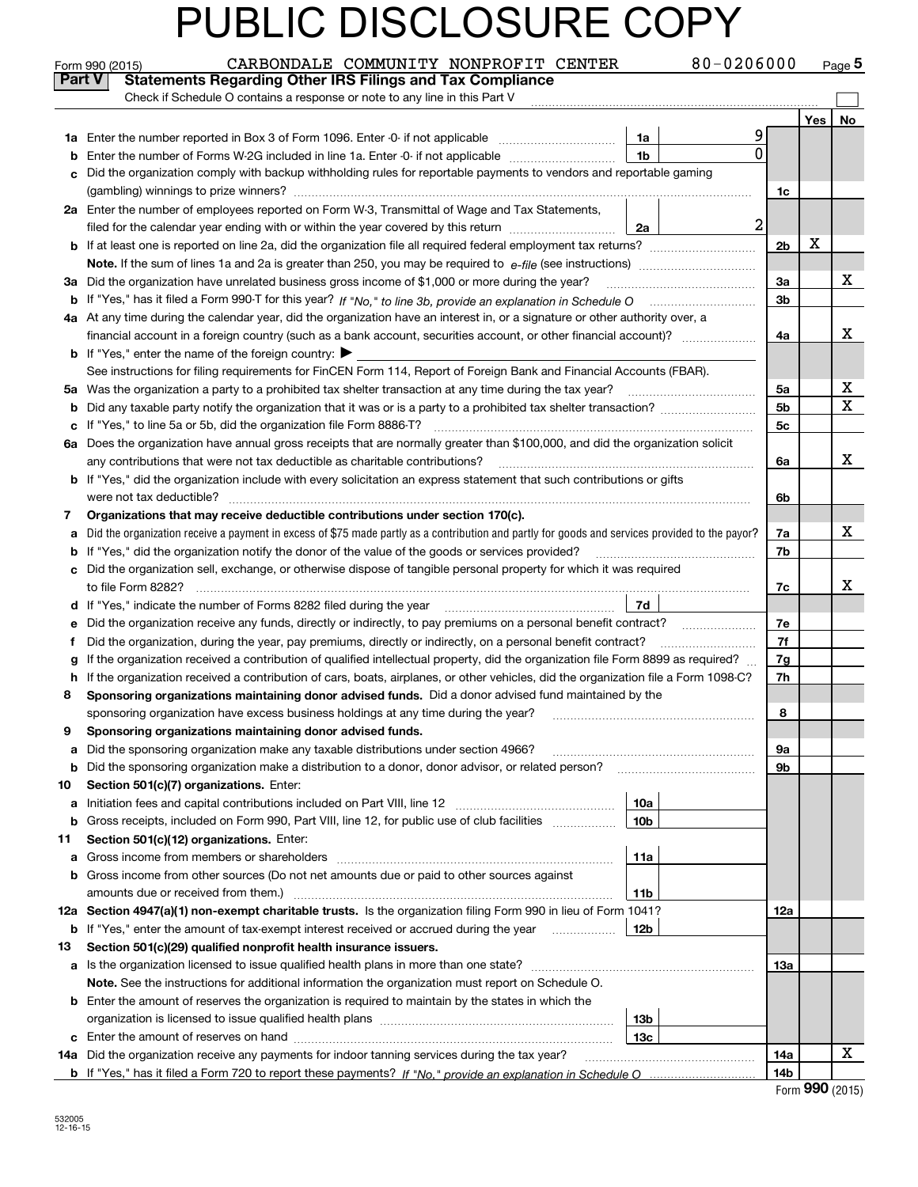# PUBLIC DISCLOSURE COPY

Form 990 (2015) CARBONDALE COMMUNITY NONPROFIT CENTER 80-0206000 Page 5

**Part V Statements Regarding Other IRS Filings and Tax Compliance**

Check if Schedule O contains a response or note to any line in this Part V

| | | | | | Yes | No |
|---|---|---|---|---|---|---|
| **1a** | Enter the number reported in Box 3 of Form 1096. Enter -0- if not applicable | 1a | 9 | | | |
| **b** | Enter the number of Forms W-2G included in line 1a. Enter -0- if not applicable | 1b | 0 | | | |
| **c** | Did the organization comply with backup withholding rules for reportable payments to vendors and reportable gaming (gambling) winnings to prize winners? | | | 1c | | |
| **2a** | Enter the number of employees reported on Form W-3, Transmittal of Wage and Tax Statements, filed for the calendar year ending with or within the year covered by this return | 2a | 2 | | | |
| **b** | If at least one is reported on line 2a, did the organization file all required federal employment tax returns? | | | 2b | X | |
| | **Note.** If the sum of lines 1a and 2a is greater than 250, you may be required to *e-file* (see instructions) | | | | | |
| **3a** | Did the organization have unrelated business gross income of $1,000 or more during the year? | | | 3a | | X |
| **b** | If "Yes," has it filed a Form 990-T for this year? *If "No," to line 3b, provide an explanation in Schedule O* | | | 3b | | |
| **4a** | At any time during the calendar year, did the organization have an interest in, or a signature or other authority over, a financial account in a foreign country (such as a bank account, securities account, or other financial account)? | | | 4a | | X |
| **b** | If "Yes," enter the name of the foreign country: ▶ | | | | | |
| | See instructions for filing requirements for FinCEN Form 114, Report of Foreign Bank and Financial Accounts (FBAR). | | | | | |
| **5a** | Was the organization a party to a prohibited tax shelter transaction at any time during the tax year? | | | 5a | | X |
| **b** | Did any taxable party notify the organization that it was or is a party to a prohibited tax shelter transaction? | | | 5b | | X |
| **c** | If "Yes," to line 5a or 5b, did the organization file Form 8886-T? | | | 5c | | |
| **6a** | Does the organization have annual gross receipts that are normally greater than $100,000, and did the organization solicit any contributions that were not tax deductible as charitable contributions? | | | 6a | | X |
| **b** | If "Yes," did the organization include with every solicitation an express statement that such contributions or gifts were not tax deductible? | | | 6b | | |
| **7** | **Organizations that may receive deductible contributions under section 170(c).** | | | | | |
| **a** | Did the organization receive a payment in excess of $75 made partly as a contribution and partly for goods and services provided to the payor? | | | 7a | | X |
| **b** | If "Yes," did the organization notify the donor of the value of the goods or services provided? | | | 7b | | |
| **c** | Did the organization sell, exchange, or otherwise dispose of tangible personal property for which it was required to file Form 8282? | | | 7c | | X |
| **d** | If "Yes," indicate the number of Forms 8282 filed during the year | 7d | | | | |
| **e** | Did the organization receive any funds, directly or indirectly, to pay premiums on a personal benefit contract? | | | 7e | | |
| **f** | Did the organization, during the year, pay premiums, directly or indirectly, on a personal benefit contract? | | | 7f | | |
| **g** | If the organization received a contribution of qualified intellectual property, did the organization file Form 8899 as required? | | | 7g | | |
| **h** | If the organization received a contribution of cars, boats, airplanes, or other vehicles, did the organization file a Form 1098-C? | | | 7h | | |
| **8** | **Sponsoring organizations maintaining donor advised funds.** Did a donor advised fund maintained by the sponsoring organization have excess business holdings at any time during the year? | | | 8 | | |
| **9** | **Sponsoring organizations maintaining donor advised funds.** | | | | | |
| **a** | Did the sponsoring organization make any taxable distributions under section 4966? | | | 9a | | |
| **b** | Did the sponsoring organization make a distribution to a donor, donor advisor, or related person? | | | 9b | | |
| **10** | **Section 501(c)(7) organizations.** Enter: | | | | | |
| **a** | Initiation fees and capital contributions included on Part VIII, line 12 | 10a | | | | |
| **b** | Gross receipts, included on Form 990, Part VIII, line 12, for public use of club facilities | 10b | | | | |
| **11** | **Section 501(c)(12) organizations.** Enter: | | | | | |
| **a** | Gross income from members or shareholders | 11a | | | | |
| **b** | Gross income from other sources (Do not net amounts due or paid to other sources against amounts due or received from them.) | 11b | | | | |
| **12a** | **Section 4947(a)(1) non-exempt charitable trusts.** Is the organization filing Form 990 in lieu of Form 1041? | | | 12a | | |
| **b** | If "Yes," enter the amount of tax-exempt interest received or accrued during the year | 12b | | | | |
| **13** | **Section 501(c)(29) qualified nonprofit health insurance issuers.** | | | | | |
| **a** | Is the organization licensed to issue qualified health plans in more than one state? | | | 13a | | |
| | **Note.** See the instructions for additional information the organization must report on Schedule O. | | | | | |
| **b** | Enter the amount of reserves the organization is required to maintain by the states in which the organization is licensed to issue qualified health plans | 13b | | | | |
| **c** | Enter the amount of reserves on hand | 13c | | | | |
| **14a** | Did the organization receive any payments for indoor tanning services during the tax year? | | | 14a | | X |
| **b** | If "Yes," has it filed a Form 720 to report these payments? *If "No," provide an explanation in Schedule O* | | | 14b | | |

Form **990** (2015)

532005 12-16-15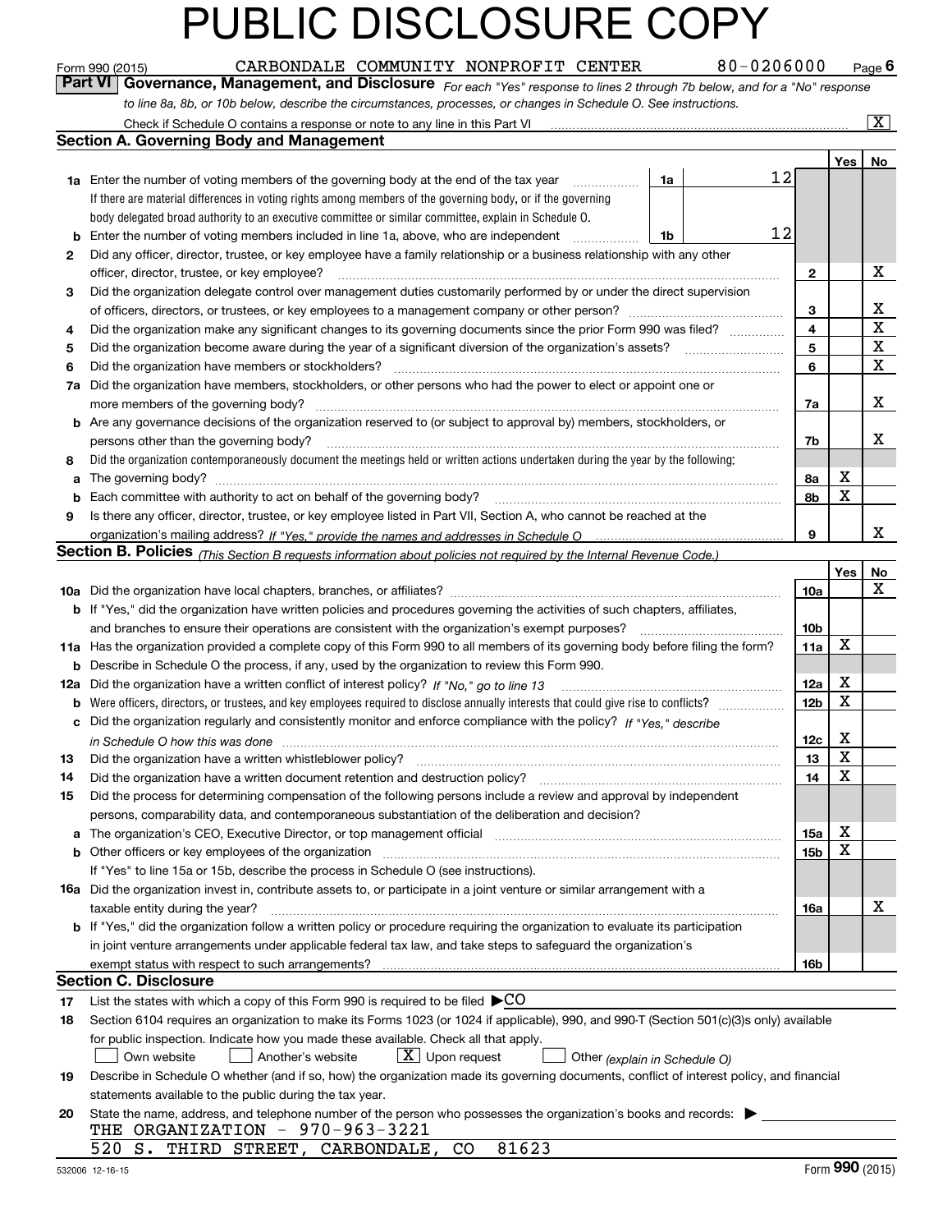# PUBLIC DISCLOSURE COPY

Form 990 (2015) CARBONDALE COMMUNITY NONPROFIT CENTER 80-0206000 Page 6

**Part VI Governance, Management, and Disclosure** *For each "Yes" response to lines 2 through 7b below, and for a "No" response to line 8a, 8b, or 10b below, describe the circumstances, processes, or changes in Schedule O. See instructions.*

Check if Schedule O contains a response or note to any line in this Part VI [X]

## Section A. Governing Body and Management

| | | | | Yes | No |
|---|---|---|---|---|---|
| **1a** | Enter the number of voting members of the governing body at the end of the tax year | 1a | 12 | | |
| | If there are material differences in voting rights among members of the governing body, or if the governing body delegated broad authority to an executive committee or similar committee, explain in Schedule O. | | | | |
| **b** | Enter the number of voting members included in line 1a, above, who are independent | 1b | 12 | | |
| **2** | Did any officer, director, trustee, or key employee have a family relationship or a business relationship with any other officer, director, trustee, or key employee? | 2 | | | X |
| **3** | Did the organization delegate control over management duties customarily performed by or under the direct supervision of officers, directors, or trustees, or key employees to a management company or other person? | 3 | | | X |
| **4** | Did the organization make any significant changes to its governing documents since the prior Form 990 was filed? | 4 | | | X |
| **5** | Did the organization become aware during the year of a significant diversion of the organization's assets? | 5 | | | X |
| **6** | Did the organization have members or stockholders? | 6 | | | X |
| **7a** | Did the organization have members, stockholders, or other persons who had the power to elect or appoint one or more members of the governing body? | 7a | | | X |
| **b** | Are any governance decisions of the organization reserved to (or subject to approval by) members, stockholders, or persons other than the governing body? | 7b | | | X |
| **8** | Did the organization contemporaneously document the meetings held or written actions undertaken during the year by the following: | | | | |
| **a** | The governing body? | 8a | | X | |
| **b** | Each committee with authority to act on behalf of the governing body? | 8b | | X | |
| **9** | Is there any officer, director, trustee, or key employee listed in Part VII, Section A, who cannot be reached at the organization's mailing address? *If "Yes," provide the names and addresses in Schedule O* | 9 | | | X |

## Section B. Policies *(This Section B requests information about policies not required by the Internal Revenue Code.)*

| | | | Yes | No |
|---|---|---|---|---|
| **10a** | Did the organization have local chapters, branches, or affiliates? | 10a | | X |
| **b** | If "Yes," did the organization have written policies and procedures governing the activities of such chapters, affiliates, and branches to ensure their operations are consistent with the organization's exempt purposes? | 10b | | |
| **11a** | Has the organization provided a complete copy of this Form 990 to all members of its governing body before filing the form? | 11a | X | |
| **b** | Describe in Schedule O the process, if any, used by the organization to review this Form 990. | | | |
| **12a** | Did the organization have a written conflict of interest policy? *If "No," go to line 13* | 12a | X | |
| **b** | Were officers, directors, or trustees, and key employees required to disclose annually interests that could give rise to conflicts? | 12b | X | |
| **c** | Did the organization regularly and consistently monitor and enforce compliance with the policy? *If "Yes," describe in Schedule O how this was done* | 12c | X | |
| **13** | Did the organization have a written whistleblower policy? | 13 | X | |
| **14** | Did the organization have a written document retention and destruction policy? | 14 | X | |
| **15** | Did the process for determining compensation of the following persons include a review and approval by independent persons, comparability data, and contemporaneous substantiation of the deliberation and decision? | | | |
| **a** | The organization's CEO, Executive Director, or top management official | 15a | X | |
| **b** | Other officers or key employees of the organization | 15b | X | |
| | If "Yes" to line 15a or 15b, describe the process in Schedule O (see instructions). | | | |
| **16a** | Did the organization invest in, contribute assets to, or participate in a joint venture or similar arrangement with a taxable entity during the year? | 16a | | X |
| **b** | If "Yes," did the organization follow a written policy or procedure requiring the organization to evaluate its participation in joint venture arrangements under applicable federal tax law, and take steps to safeguard the organization's exempt status with respect to such arrangements? | 16b | | |

## Section C. Disclosure

**17** List the states with which a copy of this Form 990 is required to be filed ▶CO

**18** Section 6104 requires an organization to make its Forms 1023 (or 1024 if applicable), 990, and 990-T (Section 501(c)(3)s only) available for public inspection. Indicate how you made these available. Check all that apply.

[ ] Own website [ ] Another's website [X] Upon request [ ] Other *(explain in Schedule O)*

**19** Describe in Schedule O whether (and if so, how) the organization made its governing documents, conflict of interest policy, and financial statements available to the public during the tax year.

**20** State the name, address, and telephone number of the person who possesses the organization's books and records: ▶

THE ORGANIZATION - 970-963-3221
520 S. THIRD STREET, CARBONDALE, CO 81623

532006 12-16-15 Form **990** (2015)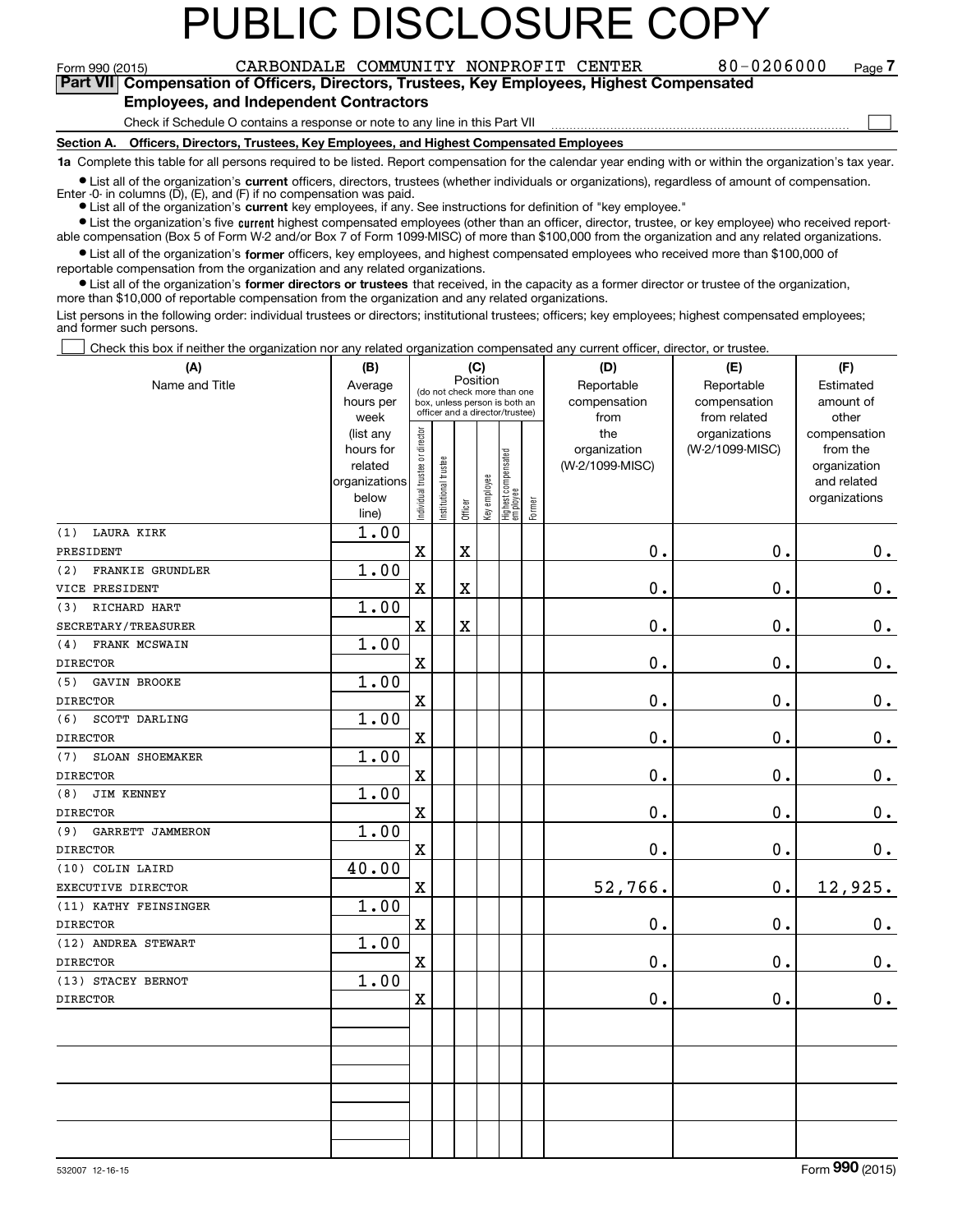# PUBLIC DISCLOSURE COPY

Form 990 (2015) CARBONDALE COMMUNITY NONPROFIT CENTER 80-0206000 Page 7

**Part VII Compensation of Officers, Directors, Trustees, Key Employees, Highest Compensated Employees, and Independent Contractors**

Check if Schedule O contains a response or note to any line in this Part VII ☐

**Section A. Officers, Directors, Trustees, Key Employees, and Highest Compensated Employees**

**1a** Complete this table for all persons required to be listed. Report compensation for the calendar year ending with or within the organization's tax year.

- List all of the organization's **current** officers, directors, trustees (whether individuals or organizations), regardless of amount of compensation. Enter -0- in columns (D), (E), and (F) if no compensation was paid.
- List all of the organization's **current** key employees, if any. See instructions for definition of "key employee."
- List the organization's five **current** highest compensated employees (other than an officer, director, trustee, or key employee) who received reportable compensation (Box 5 of Form W-2 and/or Box 7 of Form 1099-MISC) of more than $100,000 from the organization and any related organizations.
- List all of the organization's **former** officers, key employees, and highest compensated employees who received more than $100,000 of reportable compensation from the organization and any related organizations.
- List all of the organization's **former directors or trustees** that received, in the capacity as a former director or trustee of the organization, more than $10,000 of reportable compensation from the organization and any related organizations.

List persons in the following order: individual trustees or directors; institutional trustees; officers; key employees; highest compensated employees; and former such persons.

☐ Check this box if neither the organization nor any related organization compensated any current officer, director, or trustee.

| (A) Name and Title | (B) Average hours per week (list any hours for related organizations below line) | (C) Position: Individual trustee or director | Institutional trustee | Officer | Key employee | Highest compensated employee | Former | (D) Reportable compensation from the organization (W-2/1099-MISC) | (E) Reportable compensation from related organizations (W-2/1099-MISC) | (F) Estimated amount of other compensation from the organization and related organizations |
|---|---|---|---|---|---|---|---|---|---|---|
| (1) LAURA KIRK<br>PRESIDENT | 1.00 | X | | X | | | | 0. | 0. | 0. |
| (2) FRANKIE GRUNDLER<br>VICE PRESIDENT | 1.00 | X | | X | | | | 0. | 0. | 0. |
| (3) RICHARD HART<br>SECRETARY/TREASURER | 1.00 | X | | X | | | | 0. | 0. | 0. |
| (4) FRANK MCSWAIN<br>DIRECTOR | 1.00 | X | | | | | | 0. | 0. | 0. |
| (5) GAVIN BROOKE<br>DIRECTOR | 1.00 | X | | | | | | 0. | 0. | 0. |
| (6) SCOTT DARLING<br>DIRECTOR | 1.00 | X | | | | | | 0. | 0. | 0. |
| (7) SLOAN SHOEMAKER<br>DIRECTOR | 1.00 | X | | | | | | 0. | 0. | 0. |
| (8) JIM KENNEY<br>DIRECTOR | 1.00 | X | | | | | | 0. | 0. | 0. |
| (9) GARRETT JAMMERON<br>DIRECTOR | 1.00 | X | | | | | | 0. | 0. | 0. |
| (10) COLIN LAIRD<br>EXECUTIVE DIRECTOR | 40.00 | X | | | | | | 52,766. | 0. | 12,925. |
| (11) KATHY FEINSINGER<br>DIRECTOR | 1.00 | X | | | | | | 0. | 0. | 0. |
| (12) ANDREA STEWART<br>DIRECTOR | 1.00 | X | | | | | | 0. | 0. | 0. |
| (13) STACEY BERNOT<br>DIRECTOR | 1.00 | X | | | | | | 0. | 0. | 0. |

532007 12-16-15 Form **990** (2015)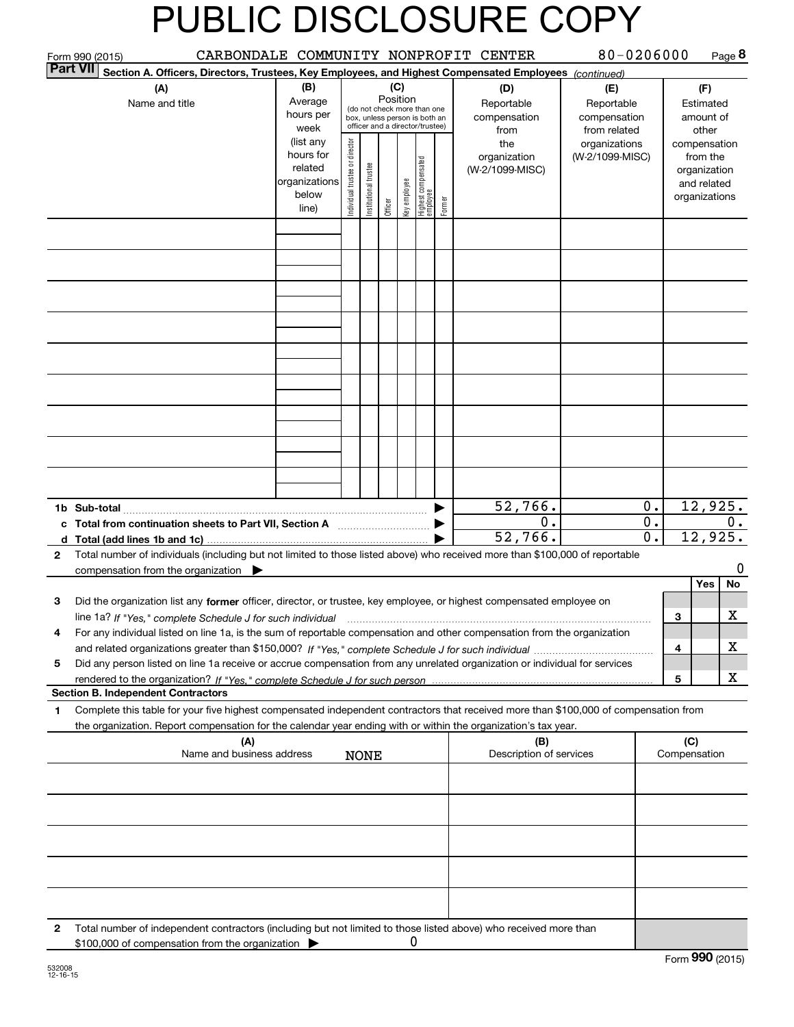# PUBLIC DISCLOSURE COPY

Form 990 (2015) CARBONDALE COMMUNITY NONPROFIT CENTER 80-0206000 Page **8**

**Part VII** **Section A. Officers, Directors, Trustees, Key Employees, and Highest Compensated Employees** *(continued)*

| (A) Name and title | (B) Average hours per week (list any hours for related organizations below line) | (C) Position (do not check more than one box, unless person is both an officer and a director/trustee): Individual trustee or director | Institutional trustee | Officer | Key employee | Highest compensated employee | Former | (D) Reportable compensation from the organization (W-2/1099-MISC) | (E) Reportable compensation from related organizations (W-2/1099-MISC) | (F) Estimated amount of other compensation from the organization and related organizations |
|---|---|---|---|---|---|---|---|---|---|---|
| | | | | | | | | | | |
| | | | | | | | | | | |
| | | | | | | | | | | |
| | | | | | | | | | | |
| | | | | | | | | | | |
| | | | | | | | | | | |
| | | | | | | | | | | |
| | | | | | | | | | | |
| | | | | | | | | | | |
| **1b Sub-total** | | | | | | | ▶ | 52,766. | 0. | 12,925. |
| **c Total from continuation sheets to Part VII, Section A** | | | | | | | ▶ | 0. | 0. | 0. |
| **d Total (add lines 1b and 1c)** | | | | | | | ▶ | 52,766. | 0. | 12,925. |

**2** Total number of individuals (including but not limited to those listed above) who received more than $100,000 of reportable compensation from the organization ▶ 0

| | | | Yes | No |
|---|---|---|---|---|
| **3** | Did the organization list any **former** officer, director, or trustee, key employee, or highest compensated employee on line 1a? *If "Yes," complete Schedule J for such individual* | 3 | | X |
| **4** | For any individual listed on line 1a, is the sum of reportable compensation and other compensation from the organization and related organizations greater than $150,000? *If "Yes," complete Schedule J for such individual* | 4 | | X |
| **5** | Did any person listed on line 1a receive or accrue compensation from any unrelated organization or individual for services rendered to the organization? *If "Yes," complete Schedule J for such person* | 5 | | X |

**Section B. Independent Contractors**

**1** Complete this table for your five highest compensated independent contractors that received more than $100,000 of compensation from the organization. Report compensation for the calendar year ending with or within the organization's tax year.

| (A) Name and business address | (B) Description of services | (C) Compensation |
|---|---|---|
| NONE | | |
| | | |
| | | |
| | | |
| | | |

**2** Total number of independent contractors (including but not limited to those listed above) who received more than $100,000 of compensation from the organization ▶ 0

Form **990** (2015)

532008 12-16-15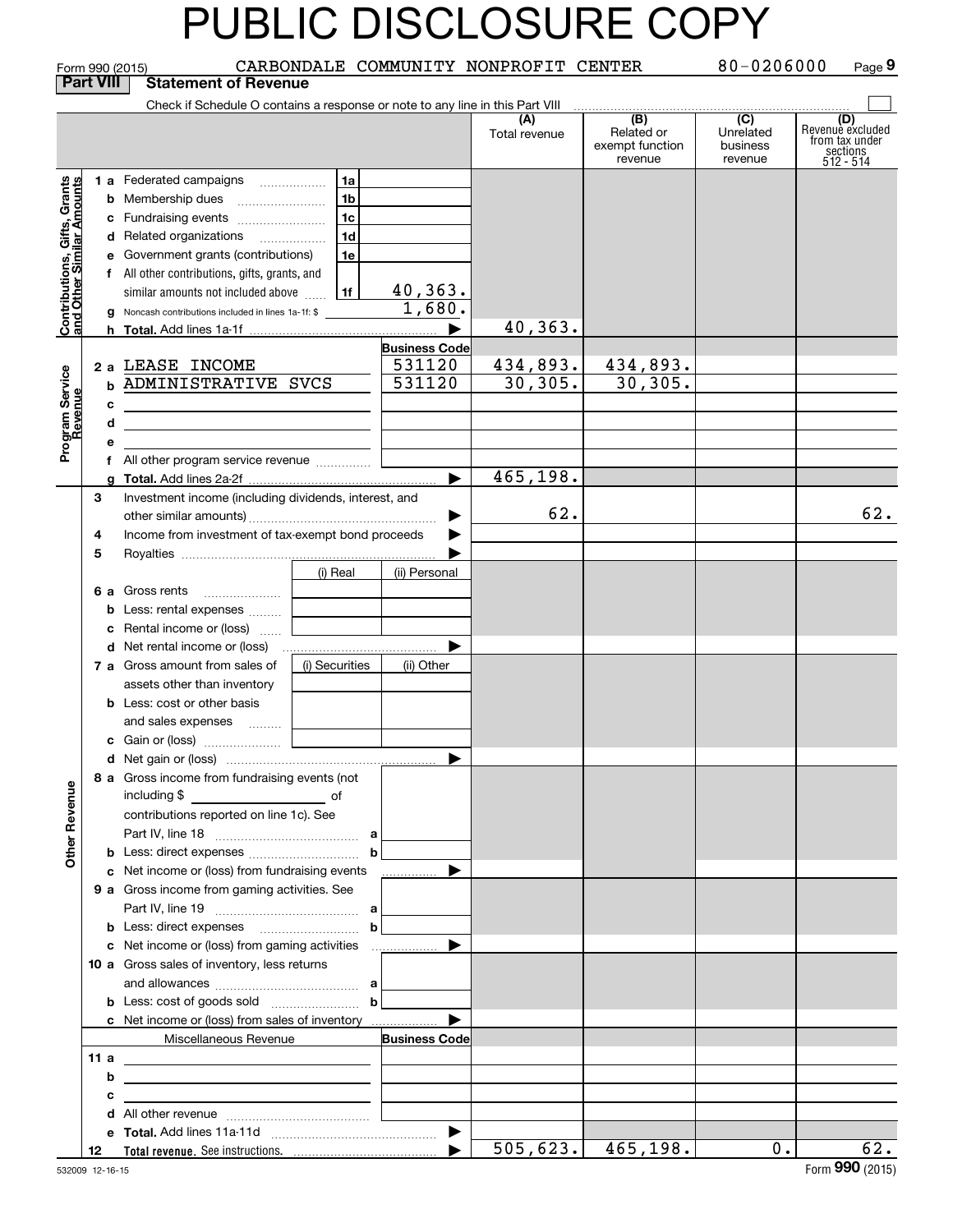# PUBLIC DISCLOSURE COPY

Form 990 (2015) CARBONDALE COMMUNITY NONPROFIT CENTER 80-0206000 Page **9**

**Part VIII Statement of Revenue**

Check if Schedule O contains a response or note to any line in this Part VIII ☐

| | | | | (A) Total revenue | (B) Related or exempt function revenue | (C) Unrelated business revenue | (D) Revenue excluded from tax under sections 512 - 514 |
|---|---|---|---|---|---|---|---|
| **Contributions, Gifts, Grants and Other Similar Amounts** | 1 a | Federated campaigns | 1a | | | | |
| | b | Membership dues | 1b | | | | |
| | c | Fundraising events | 1c | | | | |
| | d | Related organizations | 1d | | | | |
| | e | Government grants (contributions) | 1e | | | | |
| | f | All other contributions, gifts, grants, and similar amounts not included above | 1f 40,363. | | | | |
| | g | Noncash contributions included in lines 1a-1f: $ 1,680. | | | | | |
| | h | **Total.** Add lines 1a-1f | ▶ | 40,363. | | | |
| | | | **Business Code** | | | | |
| **Program Service Revenue** | 2 a | LEASE INCOME | 531120 | 434,893. | 434,893. | | |
| | b | ADMINISTRATIVE SVCS | 531120 | 30,305. | 30,305. | | |
| | c | | | | | | |
| | d | | | | | | |
| | e | | | | | | |
| | f | All other program service revenue | | | | | |
| | g | **Total.** Add lines 2a-2f | ▶ | 465,198. | | | |
| **Other Revenue** | 3 | Investment income (including dividends, interest, and other similar amounts) | ▶ | 62. | | | 62. |
| | 4 | Income from investment of tax-exempt bond proceeds | ▶ | | | | |
| | 5 | Royalties | ▶ | | | | |
| | | | (i) Real / (ii) Personal | | | | |
| | 6 a | Gross rents | | | | | |
| | b | Less: rental expenses | | | | | |
| | c | Rental income or (loss) | | | | | |
| | d | Net rental income or (loss) | ▶ | | | | |
| | | | (i) Securities / (ii) Other | | | | |
| | 7 a | Gross amount from sales of assets other than inventory | | | | | |
| | b | Less: cost or other basis and sales expenses | | | | | |
| | c | Gain or (loss) | | | | | |
| | d | Net gain or (loss) | ▶ | | | | |
| | 8 a | Gross income from fundraising events (not including $ ____ of contributions reported on line 1c). See Part IV, line 18 | a | | | | |
| | b | Less: direct expenses | b | | | | |
| | c | Net income or (loss) from fundraising events | ▶ | | | | |
| | 9 a | Gross income from gaming activities. See Part IV, line 19 | a | | | | |
| | b | Less: direct expenses | b | | | | |
| | c | Net income or (loss) from gaming activities | ▶ | | | | |
| | 10 a | Gross sales of inventory, less returns and allowances | a | | | | |
| | b | Less: cost of goods sold | b | | | | |
| | c | Net income or (loss) from sales of inventory | ▶ | | | | |
| | | Miscellaneous Revenue | **Business Code** | | | | |
| | 11 a | | | | | | |
| | b | | | | | | |
| | c | | | | | | |
| | d | All other revenue | | | | | |
| | e | **Total.** Add lines 11a-11d | ▶ | | | | |
| | 12 | **Total revenue.** See instructions. | ▶ | 505,623. | 465,198. | 0. | 62. |

532009 12-16-15 Form **990** (2015)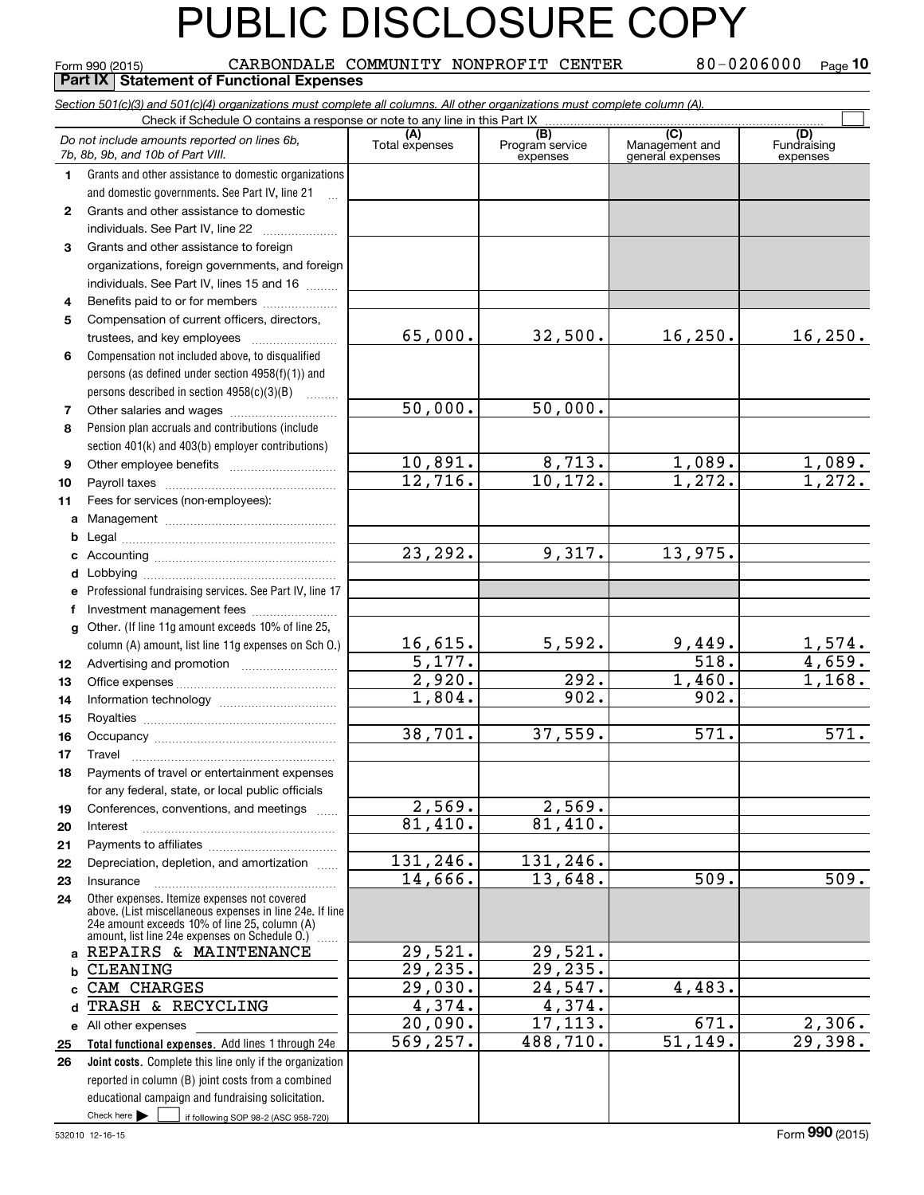# PUBLIC DISCLOSURE COPY

Form 990 (2015) CARBONDALE COMMUNITY NONPROFIT CENTER 80-0206000 Page **10**

**Part IX Statement of Functional Expenses**

*Section 501(c)(3) and 501(c)(4) organizations must complete all columns. All other organizations must complete column (A).*

Check if Schedule O contains a response or note to any line in this Part IX ☐

| *Do not include amounts reported on lines 6b, 7b, 8b, 9b, and 10b of Part VIII.* | (A) Total expenses | (B) Program service expenses | (C) Management and general expenses | (D) Fundraising expenses |
|---|---|---|---|---|
| **1** Grants and other assistance to domestic organizations and domestic governments. See Part IV, line 21 | | | | |
| **2** Grants and other assistance to domestic individuals. See Part IV, line 22 | | | | |
| **3** Grants and other assistance to foreign organizations, foreign governments, and foreign individuals. See Part IV, lines 15 and 16 | | | | |
| **4** Benefits paid to or for members | | | | |
| **5** Compensation of current officers, directors, trustees, and key employees | 65,000. | 32,500. | 16,250. | 16,250. |
| **6** Compensation not included above, to disqualified persons (as defined under section 4958(f)(1)) and persons described in section 4958(c)(3)(B) | | | | |
| **7** Other salaries and wages | 50,000. | 50,000. | | |
| **8** Pension plan accruals and contributions (include section 401(k) and 403(b) employer contributions) | | | | |
| **9** Other employee benefits | 10,891. | 8,713. | 1,089. | 1,089. |
| **10** Payroll taxes | 12,716. | 10,172. | 1,272. | 1,272. |
| **11** Fees for services (non-employees): | | | | |
| **a** Management | | | | |
| **b** Legal | | | | |
| **c** Accounting | 23,292. | 9,317. | 13,975. | |
| **d** Lobbying | | | | |
| **e** Professional fundraising services. See Part IV, line 17 | | | | |
| **f** Investment management fees | | | | |
| **g** Other. (If line 11g amount exceeds 10% of line 25, column (A) amount, list line 11g expenses on Sch O.) | 16,615. | 5,592. | 9,449. | 1,574. |
| **12** Advertising and promotion | 5,177. | | 518. | 4,659. |
| **13** Office expenses | 2,920. | 292. | 1,460. | 1,168. |
| **14** Information technology | 1,804. | 902. | 902. | |
| **15** Royalties | | | | |
| **16** Occupancy | 38,701. | 37,559. | 571. | 571. |
| **17** Travel | | | | |
| **18** Payments of travel or entertainment expenses for any federal, state, or local public officials | | | | |
| **19** Conferences, conventions, and meetings | 2,569. | 2,569. | | |
| **20** Interest | 81,410. | 81,410. | | |
| **21** Payments to affiliates | | | | |
| **22** Depreciation, depletion, and amortization | 131,246. | 131,246. | | |
| **23** Insurance | 14,666. | 13,648. | 509. | 509. |
| **24** Other expenses. Itemize expenses not covered above. (List miscellaneous expenses in line 24e. If line 24e amount exceeds 10% of line 25, column (A) amount, list line 24e expenses on Schedule O.) | | | | |
| **a** REPAIRS & MAINTENANCE | 29,521. | 29,521. | | |
| **b** CLEANING | 29,235. | 29,235. | | |
| **c** CAM CHARGES | 29,030. | 24,547. | 4,483. | |
| **d** TRASH & RECYCLING | 4,374. | 4,374. | | |
| **e** All other expenses | 20,090. | 17,113. | 671. | 2,306. |
| **25** **Total functional expenses.** Add lines 1 through 24e | 569,257. | 488,710. | 51,149. | 29,398. |
| **26** **Joint costs.** Complete this line only if the organization reported in column (B) joint costs from a combined educational campaign and fundraising solicitation. Check here ☐ if following SOP 98-2 (ASC 958-720) | | | | |

532010 12-16-15 Form **990** (2015)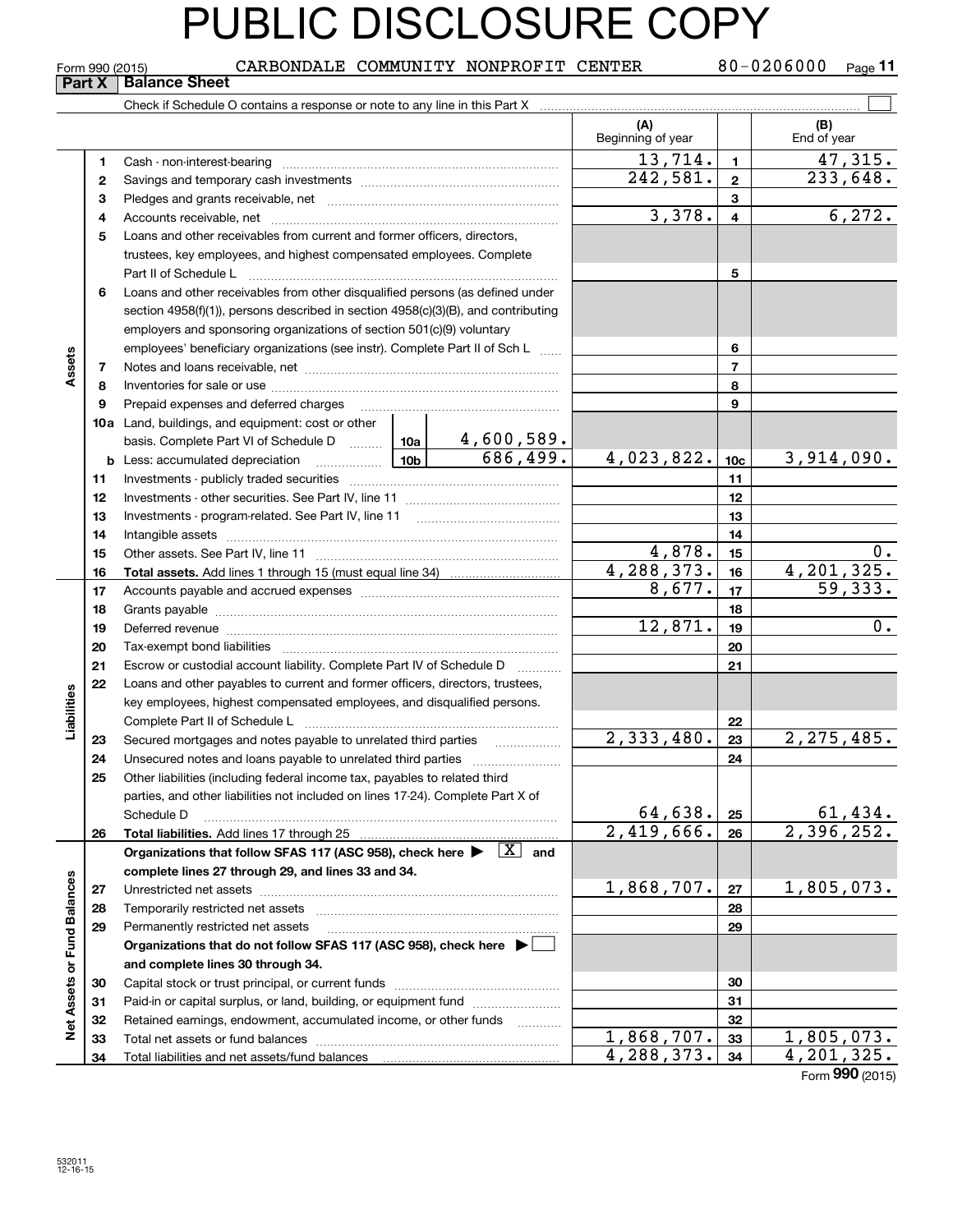# PUBLIC DISCLOSURE COPY

Form 990 (2015) CARBONDALE COMMUNITY NONPROFIT CENTER 80-0206000 Page **11**

**Part X | Balance Sheet**

Check if Schedule O contains a response or note to any line in this Part X ☐

| | | | | | (A) Beginning of year | | (B) End of year |
|---|---|---|---|---|---|---|---|
| **Assets** | 1 | Cash - non-interest-bearing | | | 13,714. | 1 | 47,315. |
| | 2 | Savings and temporary cash investments | | | 242,581. | 2 | 233,648. |
| | 3 | Pledges and grants receivable, net | | | | 3 | |
| | 4 | Accounts receivable, net | | | 3,378. | 4 | 6,272. |
| | 5 | Loans and other receivables from current and former officers, directors, trustees, key employees, and highest compensated employees. Complete Part II of Schedule L | | | | 5 | |
| | 6 | Loans and other receivables from other disqualified persons (as defined under section 4958(f)(1)), persons described in section 4958(c)(3)(B), and contributing employers and sponsoring organizations of section 501(c)(9) voluntary employees' beneficiary organizations (see instr). Complete Part II of Sch L | | | | 6 | |
| | 7 | Notes and loans receivable, net | | | | 7 | |
| | 8 | Inventories for sale or use | | | | 8 | |
| | 9 | Prepaid expenses and deferred charges | | | | 9 | |
| | 10a | Land, buildings, and equipment: cost or other basis. Complete Part VI of Schedule D | 10a | 4,600,589. | | | |
| | b | Less: accumulated depreciation | 10b | 686,499. | 4,023,822. | 10c | 3,914,090. |
| | 11 | Investments - publicly traded securities | | | | 11 | |
| | 12 | Investments - other securities. See Part IV, line 11 | | | | 12 | |
| | 13 | Investments - program-related. See Part IV, line 11 | | | | 13 | |
| | 14 | Intangible assets | | | | 14 | |
| | 15 | Other assets. See Part IV, line 11 | | | 4,878. | 15 | 0. |
| | 16 | **Total assets.** Add lines 1 through 15 (must equal line 34) | | | 4,288,373. | 16 | 4,201,325. |
| **Liabilities** | 17 | Accounts payable and accrued expenses | | | 8,677. | 17 | 59,333. |
| | 18 | Grants payable | | | | 18 | |
| | 19 | Deferred revenue | | | 12,871. | 19 | 0. |
| | 20 | Tax-exempt bond liabilities | | | | 20 | |
| | 21 | Escrow or custodial account liability. Complete Part IV of Schedule D | | | | 21 | |
| | 22 | Loans and other payables to current and former officers, directors, trustees, key employees, highest compensated employees, and disqualified persons. Complete Part II of Schedule L | | | | 22 | |
| | 23 | Secured mortgages and notes payable to unrelated third parties | | | 2,333,480. | 23 | 2,275,485. |
| | 24 | Unsecured notes and loans payable to unrelated third parties | | | | 24 | |
| | 25 | Other liabilities (including federal income tax, payables to related third parties, and other liabilities not included on lines 17-24). Complete Part X of Schedule D | | | 64,638. | 25 | 61,434. |
| | 26 | **Total liabilities.** Add lines 17 through 25 | | | 2,419,666. | 26 | 2,396,252. |
| **Net Assets or Fund Balances** | | **Organizations that follow SFAS 117 (ASC 958), check here ▶ ☒ and complete lines 27 through 29, and lines 33 and 34.** | | | | | |
| | 27 | Unrestricted net assets | | | 1,868,707. | 27 | 1,805,073. |
| | 28 | Temporarily restricted net assets | | | | 28 | |
| | 29 | Permanently restricted net assets | | | | 29 | |
| | | **Organizations that do not follow SFAS 117 (ASC 958), check here ▶ ☐ and complete lines 30 through 34.** | | | | | |
| | 30 | Capital stock or trust principal, or current funds | | | | 30 | |
| | 31 | Paid-in or capital surplus, or land, building, or equipment fund | | | | 31 | |
| | 32 | Retained earnings, endowment, accumulated income, or other funds | | | | 32 | |
| | 33 | Total net assets or fund balances | | | 1,868,707. | 33 | 1,805,073. |
| | 34 | Total liabilities and net assets/fund balances | | | 4,288,373. | 34 | 4,201,325. |

Form **990** (2015)

532011 12-16-15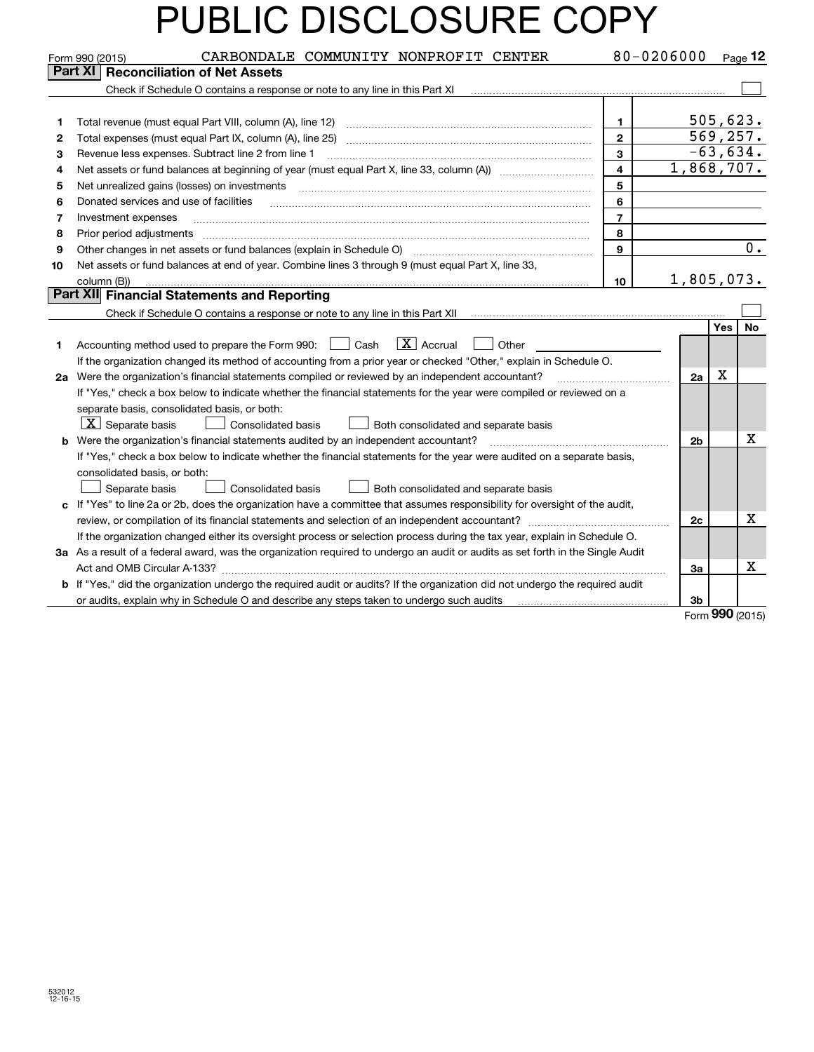# PUBLIC DISCLOSURE COPY

Form 990 (2015) CARBONDALE COMMUNITY NONPROFIT CENTER 80-0206000 Page 12

## Part XI Reconciliation of Net Assets

Check if Schedule O contains a response or note to any line in this Part XI ☐

| | | | |
|---|---|---|---|
| 1 | Total revenue (must equal Part VIII, column (A), line 12) | 1 | 505,623. |
| 2 | Total expenses (must equal Part IX, column (A), line 25) | 2 | 569,257. |
| 3 | Revenue less expenses. Subtract line 2 from line 1 | 3 | -63,634. |
| 4 | Net assets or fund balances at beginning of year (must equal Part X, line 33, column (A)) | 4 | 1,868,707. |
| 5 | Net unrealized gains (losses) on investments | 5 | |
| 6 | Donated services and use of facilities | 6 | |
| 7 | Investment expenses | 7 | |
| 8 | Prior period adjustments | 8 | |
| 9 | Other changes in net assets or fund balances (explain in Schedule O) | 9 | 0. |
| 10 | Net assets or fund balances at end of year. Combine lines 3 through 9 (must equal Part X, line 33, column (B)) | 10 | 1,805,073. |

## Part XII Financial Statements and Reporting

Check if Schedule O contains a response or note to any line in this Part XII ☐

| | | | Yes | No |
|---|---|---|---|---|
| 1 | Accounting method used to prepare the Form 990: ☐ Cash ☒ Accrual ☐ Other | | | |
| | If the organization changed its method of accounting from a prior year or checked "Other," explain in Schedule O. | | | |
| 2a | Were the organization's financial statements compiled or reviewed by an independent accountant? | 2a | X | |
| | If "Yes," check a box below to indicate whether the financial statements for the year were compiled or reviewed on a separate basis, consolidated basis, or both: ☒ Separate basis ☐ Consolidated basis ☐ Both consolidated and separate basis | | | |
| b | Were the organization's financial statements audited by an independent accountant? | 2b | | X |
| | If "Yes," check a box below to indicate whether the financial statements for the year were audited on a separate basis, consolidated basis, or both: ☐ Separate basis ☐ Consolidated basis ☐ Both consolidated and separate basis | | | |
| c | If "Yes" to line 2a or 2b, does the organization have a committee that assumes responsibility for oversight of the audit, review, or compilation of its financial statements and selection of an independent accountant? | 2c | | X |
| | If the organization changed either its oversight process or selection process during the tax year, explain in Schedule O. | | | |
| 3a | As a result of a federal award, was the organization required to undergo an audit or audits as set forth in the Single Audit Act and OMB Circular A-133? | 3a | | X |
| b | If "Yes," did the organization undergo the required audit or audits? If the organization did not undergo the required audit or audits, explain why in Schedule O and describe any steps taken to undergo such audits | 3b | | |

Form 990 (2015)

532012 12-16-15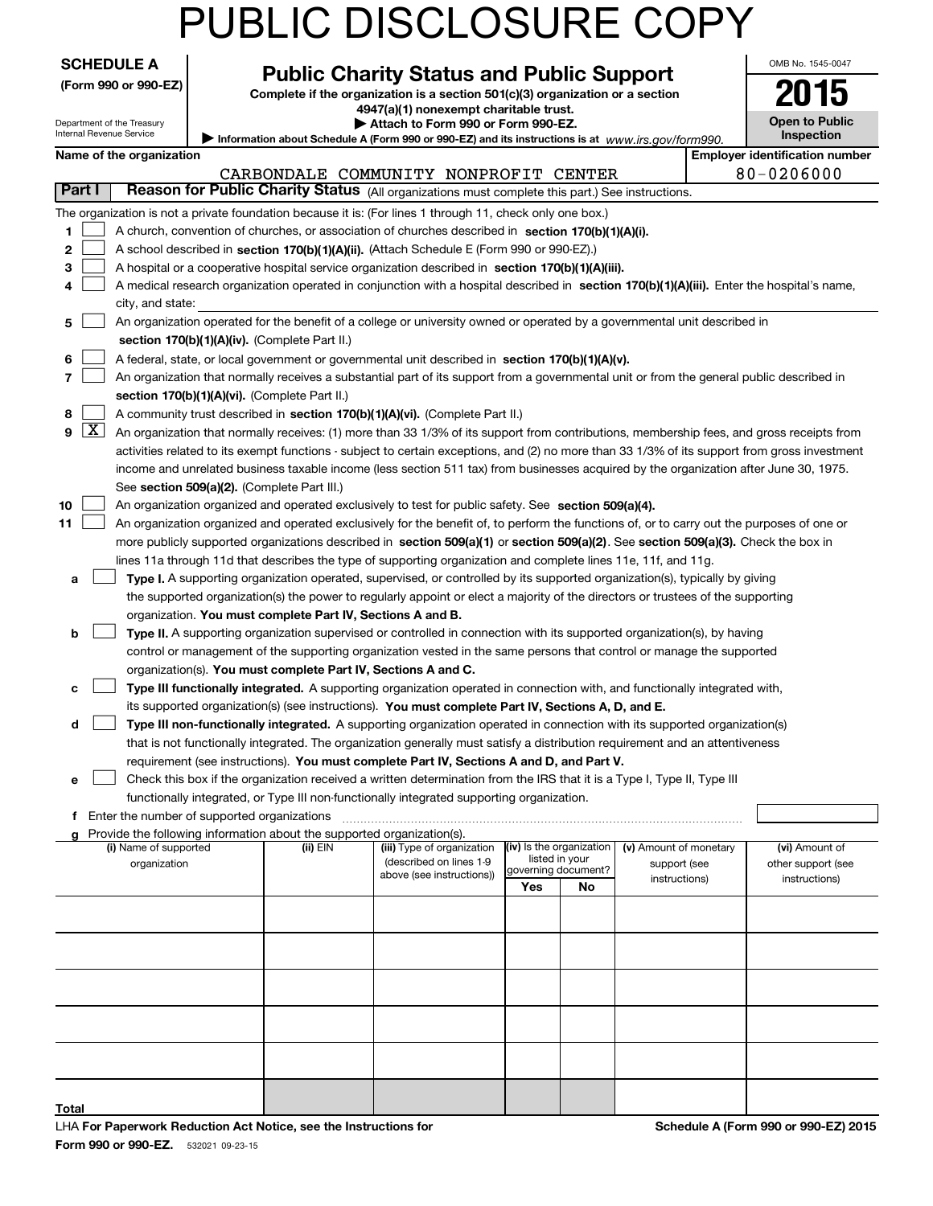# PUBLIC DISCLOSURE COPY

**SCHEDULE A**
**(Form 990 or 990-EZ)**

Department of the Treasury
Internal Revenue Service

## Public Charity Status and Public Support

**Complete if the organization is a section 501(c)(3) organization or a section 4947(a)(1) nonexempt charitable trust.**
**▶ Attach to Form 990 or Form 990-EZ.**
**▶ Information about Schedule A (Form 990 or 990-EZ) and its instructions is at** *www.irs.gov/form990.*

OMB No. 1545-0047
**2015**
**Open to Public Inspection**

**Name of the organization:** CARBONDALE COMMUNITY NONPROFIT CENTER
**Employer identification number:** 80-0206000

**Part I — Reason for Public Charity Status** (All organizations must complete this part.) See instructions.

The organization is not a private foundation because it is: (For lines 1 through 11, check only one box.)

1. ☐ A church, convention of churches, or association of churches described in **section 170(b)(1)(A)(i).**
2. ☐ A school described in **section 170(b)(1)(A)(ii).** (Attach Schedule E (Form 990 or 990-EZ).)
3. ☐ A hospital or a cooperative hospital service organization described in **section 170(b)(1)(A)(iii).**
4. ☐ A medical research organization operated in conjunction with a hospital described in **section 170(b)(1)(A)(iii).** Enter the hospital's name, city, and state: ____________
5. ☐ An organization operated for the benefit of a college or university owned or operated by a governmental unit described in **section 170(b)(1)(A)(iv).** (Complete Part II.)
6. ☐ A federal, state, or local government or governmental unit described in **section 170(b)(1)(A)(v).**
7. ☐ An organization that normally receives a substantial part of its support from a governmental unit or from the general public described in **section 170(b)(1)(A)(vi).** (Complete Part II.)
8. ☐ A community trust described in **section 170(b)(1)(A)(vi).** (Complete Part II.)
9. ☒ An organization that normally receives: (1) more than 33 1/3% of its support from contributions, membership fees, and gross receipts from activities related to its exempt functions - subject to certain exceptions, and (2) no more than 33 1/3% of its support from gross investment income and unrelated business taxable income (less section 511 tax) from businesses acquired by the organization after June 30, 1975. See **section 509(a)(2).** (Complete Part III.)
10. ☐ An organization organized and operated exclusively to test for public safety. See **section 509(a)(4).**
11. ☐ An organization organized and operated exclusively for the benefit of, to perform the functions of, or to carry out the purposes of one or more publicly supported organizations described in **section 509(a)(1)** or **section 509(a)(2)**. See **section 509(a)(3).** Check the box in lines 11a through 11d that describes the type of supporting organization and complete lines 11e, 11f, and 11g.
   - **a** ☐ **Type I.** A supporting organization operated, supervised, or controlled by its supported organization(s), typically by giving the supported organization(s) the power to regularly appoint or elect a majority of the directors or trustees of the supporting organization. **You must complete Part IV, Sections A and B.**
   - **b** ☐ **Type II.** A supporting organization supervised or controlled in connection with its supported organization(s), by having control or management of the supporting organization vested in the same persons that control or manage the supported organization(s). **You must complete Part IV, Sections A and C.**
   - **c** ☐ **Type III functionally integrated.** A supporting organization operated in connection with, and functionally integrated with, its supported organization(s) (see instructions). **You must complete Part IV, Sections A, D, and E.**
   - **d** ☐ **Type III non-functionally integrated.** A supporting organization operated in connection with its supported organization(s) that is not functionally integrated. The organization generally must satisfy a distribution requirement and an attentiveness requirement (see instructions). **You must complete Part IV, Sections A and D, and Part V.**
   - **e** ☐ Check this box if the organization received a written determination from the IRS that it is a Type I, Type II, Type III functionally integrated, or Type III non-functionally integrated supporting organization.
   - **f** Enter the number of supported organizations ____
   - **g** Provide the following information about the supported organization(s).

| (i) Name of supported organization | (ii) EIN | (iii) Type of organization (described on lines 1-9 above (see instructions)) | (iv) Is the organization listed in your governing document? | | (v) Amount of monetary support (see instructions) | (vi) Amount of other support (see instructions) |
|---|---|---|---|---|---|---|
| | | | Yes | No | | |
| | | | | | | |
| | | | | | | |
| | | | | | | |
| | | | | | | |
| | | | | | | |
| **Total** | | | | | | |

LHA **For Paperwork Reduction Act Notice, see the Instructions for Form 990 or 990-EZ.** 532021 09-23-15

**Schedule A (Form 990 or 990-EZ) 2015**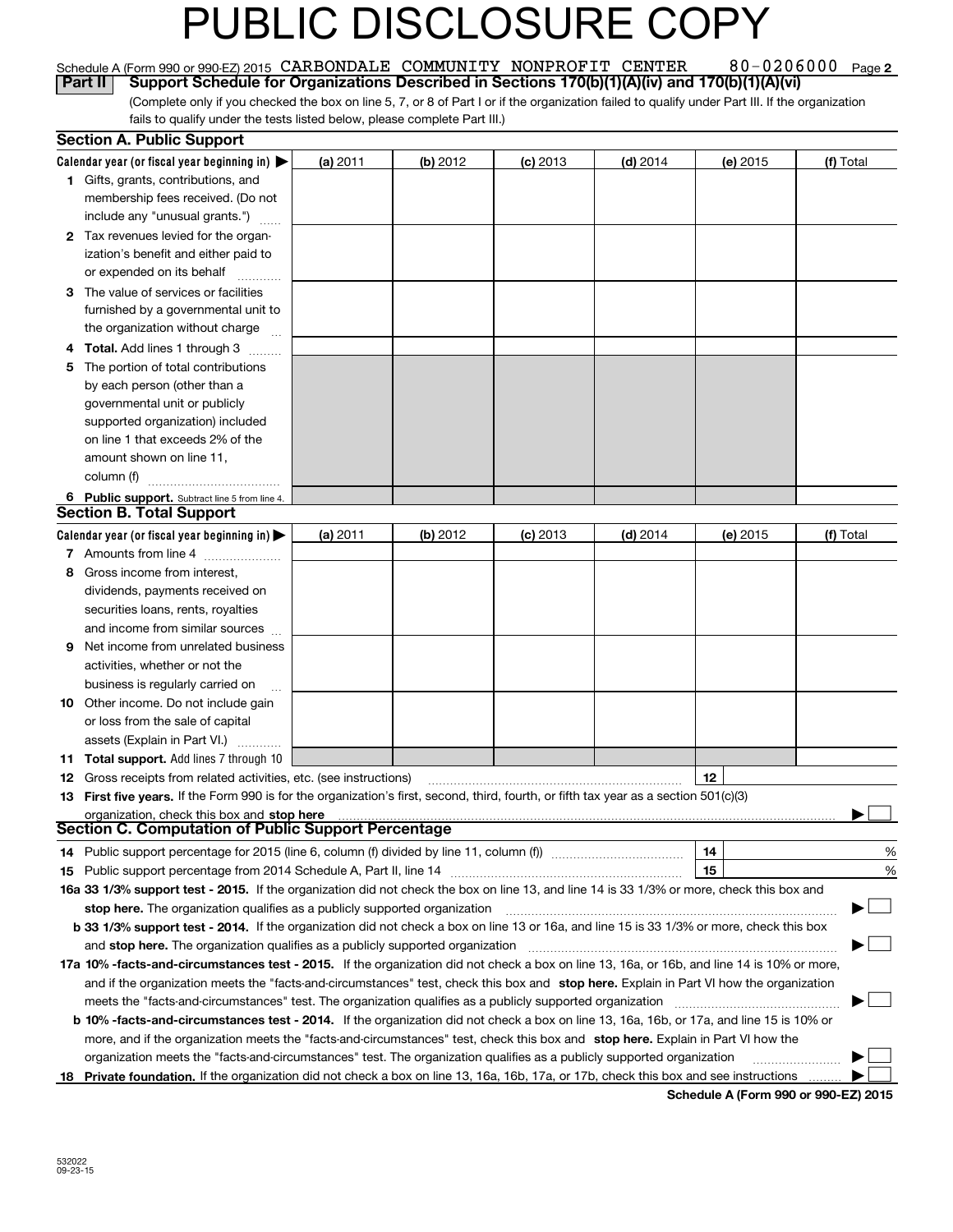# PUBLIC DISCLOSURE COPY

Schedule A (Form 990 or 990-EZ) 2015 CARBONDALE COMMUNITY NONPROFIT CENTER 80-0206000 Page 2

**Part II** **Support Schedule for Organizations Described in Sections 170(b)(1)(A)(iv) and 170(b)(1)(A)(vi)**

(Complete only if you checked the box on line 5, 7, or 8 of Part I or if the organization failed to qualify under Part III. If the organization fails to qualify under the tests listed below, please complete Part III.)

### Section A. Public Support

| Calendar year (or fiscal year beginning in) ▶ | (a) 2011 | (b) 2012 | (c) 2013 | (d) 2014 | (e) 2015 | (f) Total |
|---|---|---|---|---|---|---|
| **1** Gifts, grants, contributions, and membership fees received. (Do not include any "unusual grants.") | | | | | | |
| **2** Tax revenues levied for the organization's benefit and either paid to or expended on its behalf | | | | | | |
| **3** The value of services or facilities furnished by a governmental unit to the organization without charge | | | | | | |
| **4** **Total.** Add lines 1 through 3 | | | | | | |
| **5** The portion of total contributions by each person (other than a governmental unit or publicly supported organization) included on line 1 that exceeds 2% of the amount shown on line 11, column (f) | | | | | | |
| **6** **Public support.** Subtract line 5 from line 4. | | | | | | |

### Section B. Total Support

| Calendar year (or fiscal year beginning in) ▶ | (a) 2011 | (b) 2012 | (c) 2013 | (d) 2014 | (e) 2015 | (f) Total |
|---|---|---|---|---|---|---|
| **7** Amounts from line 4 | | | | | | |
| **8** Gross income from interest, dividends, payments received on securities loans, rents, royalties and income from similar sources | | | | | | |
| **9** Net income from unrelated business activities, whether or not the business is regularly carried on | | | | | | |
| **10** Other income. Do not include gain or loss from the sale of capital assets (Explain in Part VI.) | | | | | | |
| **11** **Total support.** Add lines 7 through 10 | | | | | | |

**12** Gross receipts from related activities, etc. (see instructions) **12**

**13** **First five years.** If the Form 990 is for the organization's first, second, third, fourth, or fifth tax year as a section 501(c)(3) organization, check this box and **stop here** ▶ ☐

### Section C. Computation of Public Support Percentage

**14** Public support percentage for 2015 (line 6, column (f) divided by line 11, column (f)) **14** %

**15** Public support percentage from 2014 Schedule A, Part II, line 14 **15** %

**16a 33 1/3% support test - 2015.** If the organization did not check the box on line 13, and line 14 is 33 1/3% or more, check this box and **stop here.** The organization qualifies as a publicly supported organization ▶ ☐

**b 33 1/3% support test - 2014.** If the organization did not check a box on line 13 or 16a, and line 15 is 33 1/3% or more, check this box and **stop here.** The organization qualifies as a publicly supported organization ▶ ☐

**17a 10% -facts-and-circumstances test - 2015.** If the organization did not check a box on line 13, 16a, or 16b, and line 14 is 10% or more, and if the organization meets the "facts-and-circumstances" test, check this box and **stop here.** Explain in Part VI how the organization meets the "facts-and-circumstances" test. The organization qualifies as a publicly supported organization ▶ ☐

**b 10% -facts-and-circumstances test - 2014.** If the organization did not check a box on line 13, 16a, 16b, or 17a, and line 15 is 10% or more, and if the organization meets the "facts-and-circumstances" test, check this box and **stop here.** Explain in Part VI how the organization meets the "facts-and-circumstances" test. The organization qualifies as a publicly supported organization ▶ ☐

**18** **Private foundation.** If the organization did not check a box on line 13, 16a, 16b, 17a, or 17b, check this box and see instructions ▶ ☐

**Schedule A (Form 990 or 990-EZ) 2015**

532022 09-23-15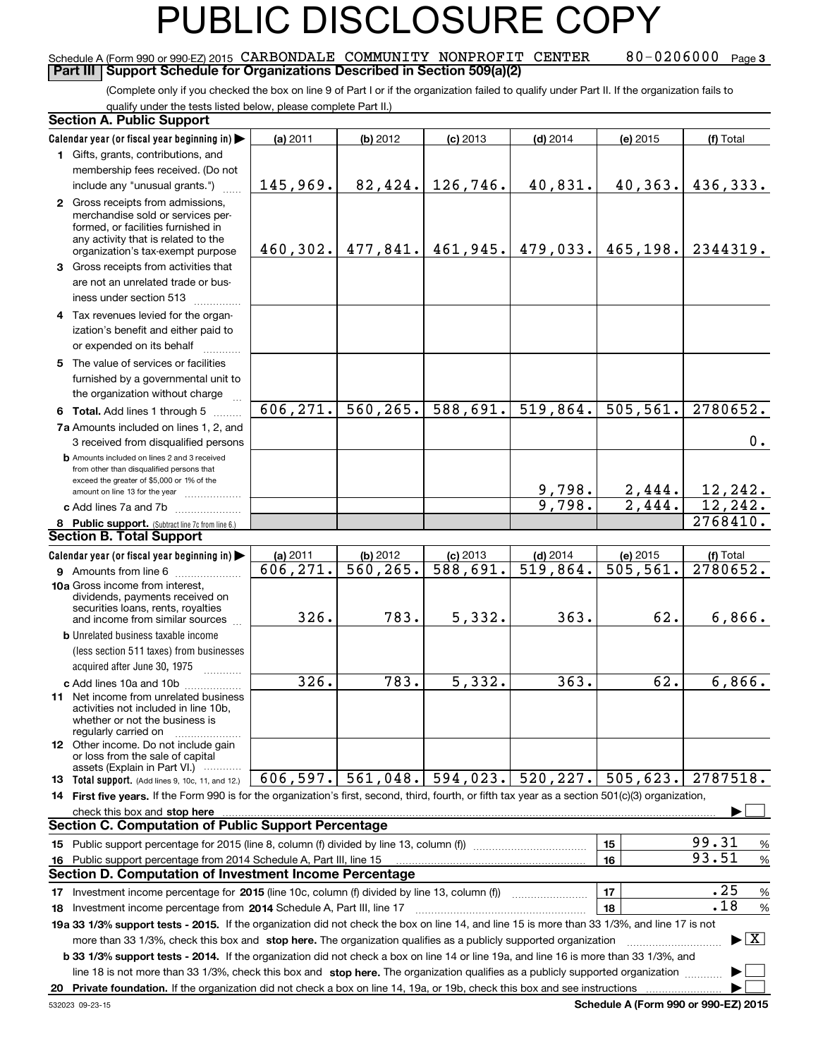# PUBLIC DISCLOSURE COPY

Schedule A (Form 990 or 990-EZ) 2015 CARBONDALE COMMUNITY NONPROFIT CENTER 80-0206000 Page **3**

**Part III | Support Schedule for Organizations Described in Section 509(a)(2)**

(Complete only if you checked the box on line 9 of Part I or if the organization failed to qualify under Part II. If the organization fails to qualify under the tests listed below, please complete Part II.)

## Section A. Public Support

| Calendar year (or fiscal year beginning in) ▶ | (a) 2011 | (b) 2012 | (c) 2013 | (d) 2014 | (e) 2015 | (f) Total |
|---|---|---|---|---|---|---|
| **1** Gifts, grants, contributions, and membership fees received. (Do not include any "unusual grants.") | 145,969. | 82,424. | 126,746. | 40,831. | 40,363. | 436,333. |
| **2** Gross receipts from admissions, merchandise sold or services performed, or facilities furnished in any activity that is related to the organization's tax-exempt purpose | 460,302. | 477,841. | 461,945. | 479,033. | 465,198. | 2344319. |
| **3** Gross receipts from activities that are not an unrelated trade or business under section 513 | | | | | | |
| **4** Tax revenues levied for the organization's benefit and either paid to or expended on its behalf | | | | | | |
| **5** The value of services or facilities furnished by a governmental unit to the organization without charge | | | | | | |
| **6 Total.** Add lines 1 through 5 | 606,271. | 560,265. | 588,691. | 519,864. | 505,561. | 2780652. |
| **7a** Amounts included on lines 1, 2, and 3 received from disqualified persons | | | | | | 0. |
| **b** Amounts included on lines 2 and 3 received from other than disqualified persons that exceed the greater of $5,000 or 1% of the amount on line 13 for the year | | | | 9,798. | 2,444. | 12,242. |
| **c** Add lines 7a and 7b | | | | 9,798. | 2,444. | 12,242. |
| **8 Public support.** (Subtract line 7c from line 6.) | | | | | | 2768410. |

## Section B. Total Support

| Calendar year (or fiscal year beginning in) ▶ | (a) 2011 | (b) 2012 | (c) 2013 | (d) 2014 | (e) 2015 | (f) Total |
|---|---|---|---|---|---|---|
| **9** Amounts from line 6 | 606,271. | 560,265. | 588,691. | 519,864. | 505,561. | 2780652. |
| **10a** Gross income from interest, dividends, payments received on securities loans, rents, royalties and income from similar sources | 326. | 783. | 5,332. | 363. | 62. | 6,866. |
| **b** Unrelated business taxable income (less section 511 taxes) from businesses acquired after June 30, 1975 | | | | | | |
| **c** Add lines 10a and 10b | 326. | 783. | 5,332. | 363. | 62. | 6,866. |
| **11** Net income from unrelated business activities not included in line 10b, whether or not the business is regularly carried on | | | | | | |
| **12** Other income. Do not include gain or loss from the sale of capital assets (Explain in Part VI.) | | | | | | |
| **13 Total support.** (Add lines 9, 10c, 11, and 12.) | 606,597. | 561,048. | 594,023. | 520,227. | 505,623. | 2787518. |

**14 First five years.** If the Form 990 is for the organization's first, second, third, fourth, or fifth tax year as a section 501(c)(3) organization, check this box and **stop here** ▶ ☐

## Section C. Computation of Public Support Percentage

| | | | |
|---|---|---|---|
| **15** Public support percentage for 2015 (line 8, column (f) divided by line 13, column (f)) | **15** | 99.31 | % |
| **16** Public support percentage from 2014 Schedule A, Part III, line 15 | **16** | 93.51 | % |

## Section D. Computation of Investment Income Percentage

| | | | |
|---|---|---|---|
| **17** Investment income percentage for **2015** (line 10c, column (f) divided by line 13, column (f)) | **17** | .25 | % |
| **18** Investment income percentage from **2014** Schedule A, Part III, line 17 | **18** | .18 | % |

**19a 33 1/3% support tests - 2015.** If the organization did not check the box on line 14, and line 15 is more than 33 1/3%, and line 17 is not more than 33 1/3%, check this box and **stop here.** The organization qualifies as a publicly supported organization ▶ ☒

**b 33 1/3% support tests - 2014.** If the organization did not check a box on line 14 or line 19a, and line 16 is more than 33 1/3%, and line 18 is not more than 33 1/3%, check this box and **stop here.** The organization qualifies as a publicly supported organization ▶ ☐

**20 Private foundation.** If the organization did not check a box on line 14, 19a, or 19b, check this box and see instructions ▶ ☐

532023 09-23-15 **Schedule A (Form 990 or 990-EZ) 2015**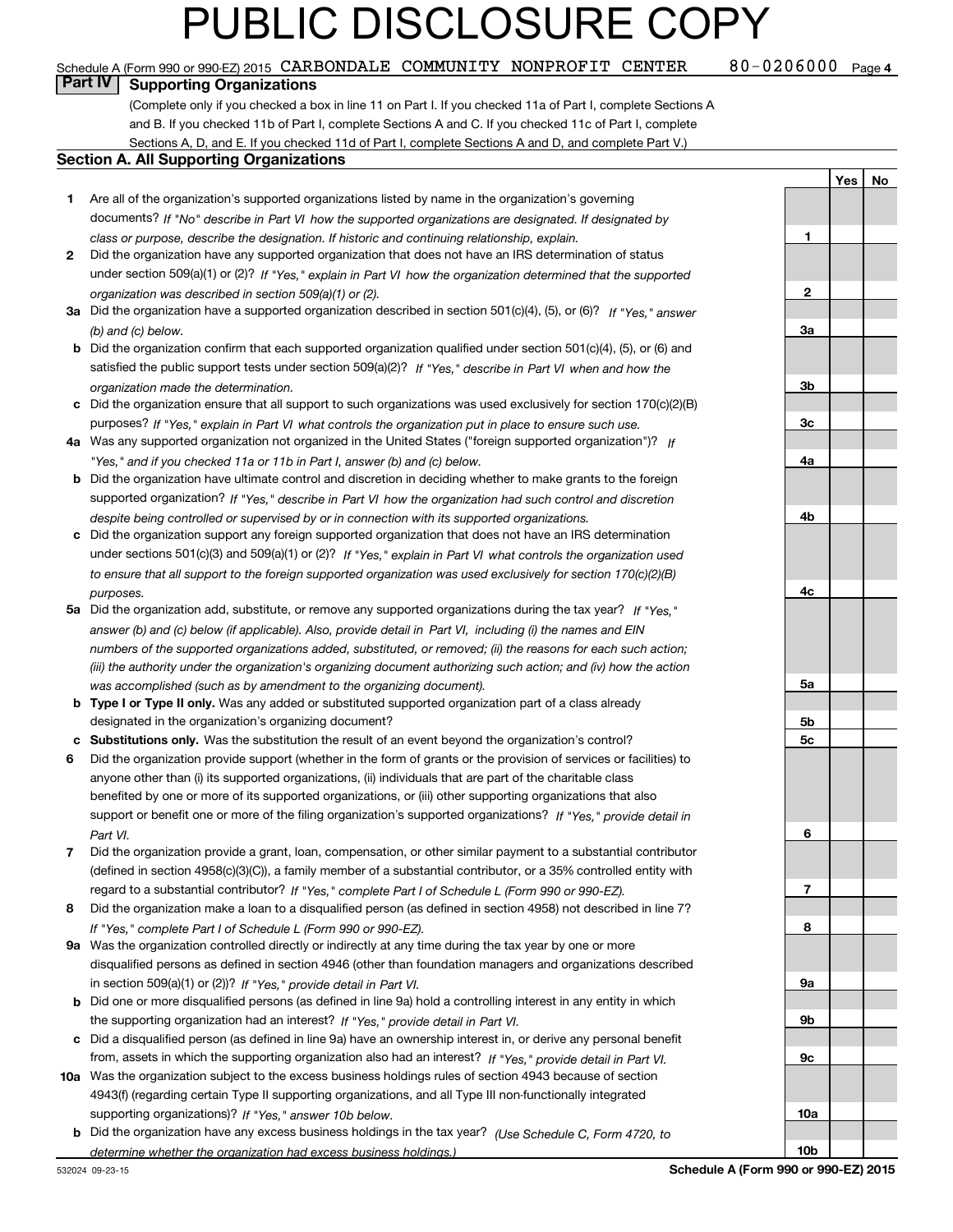# PUBLIC DISCLOSURE COPY

Schedule A (Form 990 or 990-EZ) 2015 CARBONDALE COMMUNITY NONPROFIT CENTER 80-0206000 Page 4

## Part IV Supporting Organizations

(Complete only if you checked a box in line 11 on Part I. If you checked 11a of Part I, complete Sections A and B. If you checked 11b of Part I, complete Sections A and C. If you checked 11c of Part I, complete Sections A, D, and E. If you checked 11d of Part I, complete Sections A and D, and complete Part V.)

### Section A. All Supporting Organizations

| | | Line | Yes | No |
|---|---|---|---|---|
| **1** | Are all of the organization's supported organizations listed by name in the organization's governing documents? *If "No" describe in Part VI how the supported organizations are designated. If designated by class or purpose, describe the designation. If historic and continuing relationship, explain.* | 1 | | |
| **2** | Did the organization have any supported organization that does not have an IRS determination of status under section 509(a)(1) or (2)? *If "Yes," explain in Part VI how the organization determined that the supported organization was described in section 509(a)(1) or (2).* | 2 | | |
| **3a** | Did the organization have a supported organization described in section 501(c)(4), (5), or (6)? *If "Yes," answer (b) and (c) below.* | 3a | | |
| **b** | Did the organization confirm that each supported organization qualified under section 501(c)(4), (5), or (6) and satisfied the public support tests under section 509(a)(2)? *If "Yes," describe in Part VI when and how the organization made the determination.* | 3b | | |
| **c** | Did the organization ensure that all support to such organizations was used exclusively for section 170(c)(2)(B) purposes? *If "Yes," explain in Part VI what controls the organization put in place to ensure such use.* | 3c | | |
| **4a** | Was any supported organization not organized in the United States ("foreign supported organization")? *If "Yes," and if you checked 11a or 11b in Part I, answer (b) and (c) below.* | 4a | | |
| **b** | Did the organization have ultimate control and discretion in deciding whether to make grants to the foreign supported organization? *If "Yes," describe in Part VI how the organization had such control and discretion despite being controlled or supervised by or in connection with its supported organizations.* | 4b | | |
| **c** | Did the organization support any foreign supported organization that does not have an IRS determination under sections 501(c)(3) and 509(a)(1) or (2)? *If "Yes," explain in Part VI what controls the organization used to ensure that all support to the foreign supported organization was used exclusively for section 170(c)(2)(B) purposes.* | 4c | | |
| **5a** | Did the organization add, substitute, or remove any supported organizations during the tax year? *If "Yes," answer (b) and (c) below (if applicable). Also, provide detail in Part VI, including (i) the names and EIN numbers of the supported organizations added, substituted, or removed; (ii) the reasons for each such action; (iii) the authority under the organization's organizing document authorizing such action; and (iv) how the action was accomplished (such as by amendment to the organizing document).* | 5a | | |
| **b** | **Type I or Type II only.** Was any added or substituted supported organization part of a class already designated in the organization's organizing document? | 5b | | |
| **c** | **Substitutions only.** Was the substitution the result of an event beyond the organization's control? | 5c | | |
| **6** | Did the organization provide support (whether in the form of grants or the provision of services or facilities) to anyone other than (i) its supported organizations, (ii) individuals that are part of the charitable class benefited by one or more of its supported organizations, or (iii) other supporting organizations that also support or benefit one or more of the filing organization's supported organizations? *If "Yes," provide detail in Part VI.* | 6 | | |
| **7** | Did the organization provide a grant, loan, compensation, or other similar payment to a substantial contributor (defined in section 4958(c)(3)(C)), a family member of a substantial contributor, or a 35% controlled entity with regard to a substantial contributor? *If "Yes," complete Part I of Schedule L (Form 990 or 990-EZ).* | 7 | | |
| **8** | Did the organization make a loan to a disqualified person (as defined in section 4958) not described in line 7? *If "Yes," complete Part I of Schedule L (Form 990 or 990-EZ).* | 8 | | |
| **9a** | Was the organization controlled directly or indirectly at any time during the tax year by one or more disqualified persons as defined in section 4946 (other than foundation managers and organizations described in section 509(a)(1) or (2))? *If "Yes," provide detail in Part VI.* | 9a | | |
| **b** | Did one or more disqualified persons (as defined in line 9a) hold a controlling interest in any entity in which the supporting organization had an interest? *If "Yes," provide detail in Part VI.* | 9b | | |
| **c** | Did a disqualified person (as defined in line 9a) have an ownership interest in, or derive any personal benefit from, assets in which the supporting organization also had an interest? *If "Yes," provide detail in Part VI.* | 9c | | |
| **10a** | Was the organization subject to the excess business holdings rules of section 4943 because of section 4943(f) (regarding certain Type II supporting organizations, and all Type III non-functionally integrated supporting organizations)? *If "Yes," answer 10b below.* | 10a | | |
| **b** | Did the organization have any excess business holdings in the tax year? *(Use Schedule C, Form 4720, to determine whether the organization had excess business holdings.)* | 10b | | |

532024 09-23-15 **Schedule A (Form 990 or 990-EZ) 2015**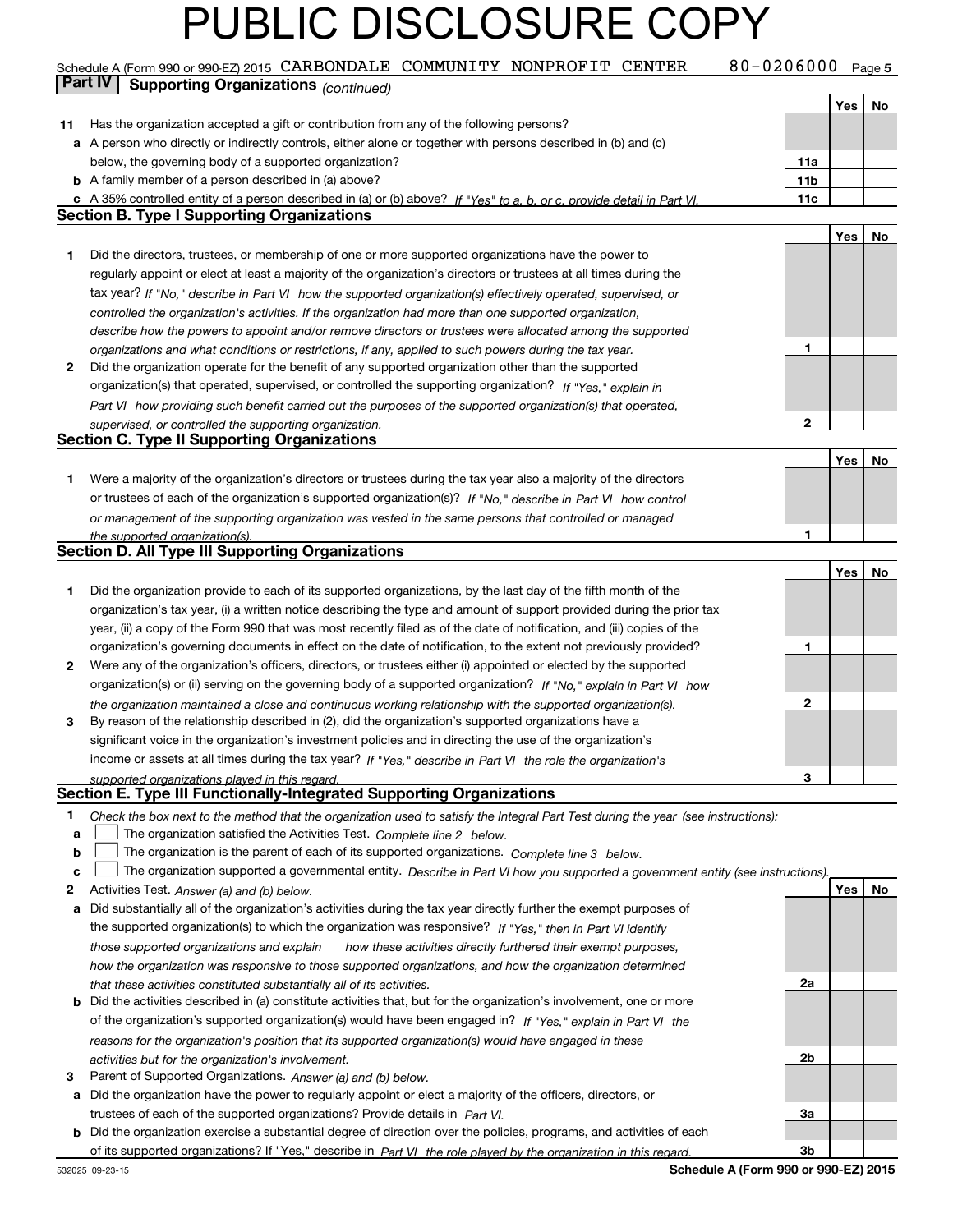# PUBLIC DISCLOSURE COPY

Schedule A (Form 990 or 990-EZ) 2015 CARBONDALE COMMUNITY NONPROFIT CENTER 80-0206000 Page 5

**Part IV Supporting Organizations** *(continued)*

| | | | Yes | No |
|---|---|---|---|---|
| **11** | Has the organization accepted a gift or contribution from any of the following persons? | | | |
| **a** | A person who directly or indirectly controls, either alone or together with persons described in (b) and (c) below, the governing body of a supported organization? | **11a** | | |
| **b** | A family member of a person described in (a) above? | **11b** | | |
| **c** | A 35% controlled entity of a person described in (a) or (b) above? *If "Yes" to a, b, or c, provide detail in Part VI.* | **11c** | | |

## Section B. Type I Supporting Organizations

| | | | Yes | No |
|---|---|---|---|---|
| **1** | Did the directors, trustees, or membership of one or more supported organizations have the power to regularly appoint or elect at least a majority of the organization's directors or trustees at all times during the tax year? *If "No," describe in Part VI how the supported organization(s) effectively operated, supervised, or controlled the organization's activities. If the organization had more than one supported organization, describe how the powers to appoint and/or remove directors or trustees were allocated among the supported organizations and what conditions or restrictions, if any, applied to such powers during the tax year.* | **1** | | |
| **2** | Did the organization operate for the benefit of any supported organization other than the supported organization(s) that operated, supervised, or controlled the supporting organization? *If "Yes," explain in Part VI how providing such benefit carried out the purposes of the supported organization(s) that operated, supervised, or controlled the supporting organization.* | **2** | | |

## Section C. Type II Supporting Organizations

| | | | Yes | No |
|---|---|---|---|---|
| **1** | Were a majority of the organization's directors or trustees during the tax year also a majority of the directors or trustees of each of the organization's supported organization(s)? *If "No," describe in Part VI how control or management of the supporting organization was vested in the same persons that controlled or managed the supported organization(s).* | **1** | | |

## Section D. All Type III Supporting Organizations

| | | | Yes | No |
|---|---|---|---|---|
| **1** | Did the organization provide to each of its supported organizations, by the last day of the fifth month of the organization's tax year, (i) a written notice describing the type and amount of support provided during the prior tax year, (ii) a copy of the Form 990 that was most recently filed as of the date of notification, and (iii) copies of the organization's governing documents in effect on the date of notification, to the extent not previously provided? | **1** | | |
| **2** | Were any of the organization's officers, directors, or trustees either (i) appointed or elected by the supported organization(s) or (ii) serving on the governing body of a supported organization? *If "No," explain in Part VI how the organization maintained a close and continuous working relationship with the supported organization(s).* | **2** | | |
| **3** | By reason of the relationship described in (2), did the organization's supported organizations have a significant voice in the organization's investment policies and in directing the use of the organization's income or assets at all times during the tax year? *If "Yes," describe in Part VI the role the organization's supported organizations played in this regard.* | **3** | | |

## Section E. Type III Functionally-Integrated Supporting Organizations

**1** *Check the box next to the method that the organization used to satisfy the Integral Part Test during the year (see instructions):*

- **a** ☐ The organization satisfied the Activities Test. *Complete line 2 below.*
- **b** ☐ The organization is the parent of each of its supported organizations. *Complete line 3 below.*
- **c** ☐ The organization supported a governmental entity. *Describe in Part VI how you supported a government entity (see instructions).*

| | | | Yes | No |
|---|---|---|---|---|
| **2** | Activities Test. *Answer (a) and (b) below.* | | | |
| **a** | Did substantially all of the organization's activities during the tax year directly further the exempt purposes of the supported organization(s) to which the organization was responsive? *If "Yes," then in Part VI identify those supported organizations and explain how these activities directly furthered their exempt purposes, how the organization was responsive to those supported organizations, and how the organization determined that these activities constituted substantially all of its activities.* | **2a** | | |
| **b** | Did the activities described in (a) constitute activities that, but for the organization's involvement, one or more of the organization's supported organization(s) would have been engaged in? *If "Yes," explain in Part VI the reasons for the organization's position that its supported organization(s) would have engaged in these activities but for the organization's involvement.* | **2b** | | |
| **3** | Parent of Supported Organizations. *Answer (a) and (b) below.* | | | |
| **a** | Did the organization have the power to regularly appoint or elect a majority of the officers, directors, or trustees of each of the supported organizations? Provide details in *Part VI.* | **3a** | | |
| **b** | Did the organization exercise a substantial degree of direction over the policies, programs, and activities of each of its supported organizations? If "Yes," describe in *Part VI the role played by the organization in this regard.* | **3b** | | |

532025 09-23-15 **Schedule A (Form 990 or 990-EZ) 2015**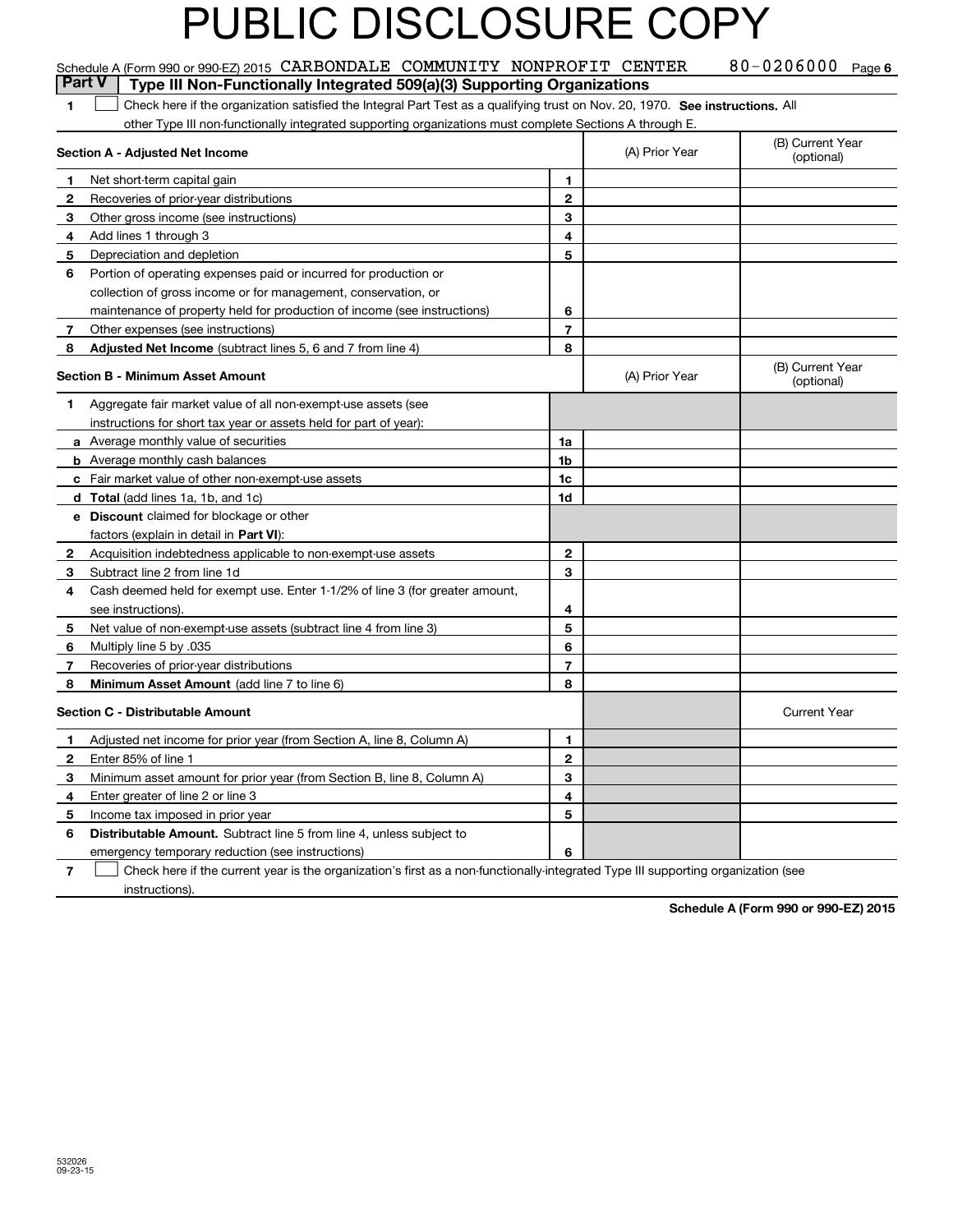# PUBLIC DISCLOSURE COPY

Schedule A (Form 990 or 990-EZ) 2015 CARBONDALE COMMUNITY NONPROFIT CENTER 80-0206000 Page 6

## Part V Type III Non-Functionally Integrated 509(a)(3) Supporting Organizations

1 ☐ Check here if the organization satisfied the Integral Part Test as a qualifying trust on Nov. 20, 1970. **See instructions.** All other Type III non-functionally integrated supporting organizations must complete Sections A through E.

| **Section A - Adjusted Net Income** | | | (A) Prior Year | (B) Current Year (optional) |
|---|---|---|---|---|
| 1 | Net short-term capital gain | 1 | | |
| 2 | Recoveries of prior-year distributions | 2 | | |
| 3 | Other gross income (see instructions) | 3 | | |
| 4 | Add lines 1 through 3 | 4 | | |
| 5 | Depreciation and depletion | 5 | | |
| 6 | Portion of operating expenses paid or incurred for production or collection of gross income or for management, conservation, or maintenance of property held for production of income (see instructions) | 6 | | |
| 7 | Other expenses (see instructions) | 7 | | |
| 8 | **Adjusted Net Income** (subtract lines 5, 6 and 7 from line 4) | 8 | | |

| **Section B - Minimum Asset Amount** | | | (A) Prior Year | (B) Current Year (optional) |
|---|---|---|---|---|
| 1 | Aggregate fair market value of all non-exempt-use assets (see instructions for short tax year or assets held for part of year): | | | |
| a | Average monthly value of securities | 1a | | |
| b | Average monthly cash balances | 1b | | |
| c | Fair market value of other non-exempt-use assets | 1c | | |
| d | **Total** (add lines 1a, 1b, and 1c) | 1d | | |
| e | **Discount** claimed for blockage or other factors (explain in detail in **Part VI**): | | | |
| 2 | Acquisition indebtedness applicable to non-exempt-use assets | 2 | | |
| 3 | Subtract line 2 from line 1d | 3 | | |
| 4 | Cash deemed held for exempt use. Enter 1-1/2% of line 3 (for greater amount, see instructions). | 4 | | |
| 5 | Net value of non-exempt-use assets (subtract line 4 from line 3) | 5 | | |
| 6 | Multiply line 5 by .035 | 6 | | |
| 7 | Recoveries of prior-year distributions | 7 | | |
| 8 | **Minimum Asset Amount** (add line 7 to line 6) | 8 | | |

| **Section C - Distributable Amount** | | | | Current Year |
|---|---|---|---|---|
| 1 | Adjusted net income for prior year (from Section A, line 8, Column A) | 1 | | |
| 2 | Enter 85% of line 1 | 2 | | |
| 3 | Minimum asset amount for prior year (from Section B, line 8, Column A) | 3 | | |
| 4 | Enter greater of line 2 or line 3 | 4 | | |
| 5 | Income tax imposed in prior year | 5 | | |
| 6 | **Distributable Amount.** Subtract line 5 from line 4, unless subject to emergency temporary reduction (see instructions) | 6 | | |

7 ☐ Check here if the current year is the organization's first as a non-functionally-integrated Type III supporting organization (see instructions).

**Schedule A (Form 990 or 990-EZ) 2015**

532026
09-23-15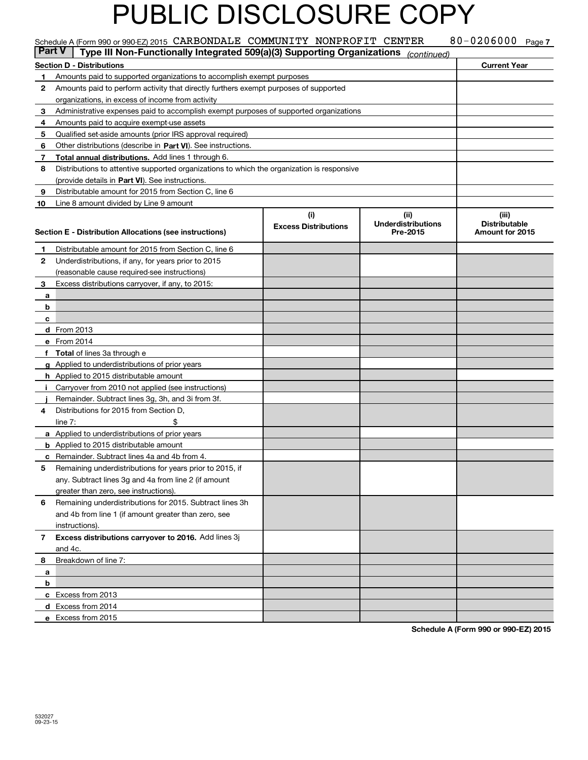# PUBLIC DISCLOSURE COPY

Schedule A (Form 990 or 990-EZ) 2015 CARBONDALE COMMUNITY NONPROFIT CENTER 80-0206000 Page 7

**Part V** | **Type III Non-Functionally Integrated 509(a)(3) Supporting Organizations** *(continued)*

| **Section D - Distributions** | **Current Year** |
|---|---|
| **1** Amounts paid to supported organizations to accomplish exempt purposes | |
| **2** Amounts paid to perform activity that directly furthers exempt purposes of supported organizations, in excess of income from activity | |
| **3** Administrative expenses paid to accomplish exempt purposes of supported organizations | |
| **4** Amounts paid to acquire exempt-use assets | |
| **5** Qualified set-aside amounts (prior IRS approval required) | |
| **6** Other distributions (describe in **Part VI**). See instructions. | |
| **7** **Total annual distributions.** Add lines 1 through 6. | |
| **8** Distributions to attentive supported organizations to which the organization is responsive (provide details in **Part VI**). See instructions. | |
| **9** Distributable amount for 2015 from Section C, line 6 | |
| **10** Line 8 amount divided by Line 9 amount | |

| **Section E - Distribution Allocations (see instructions)** | **(i)** Excess Distributions | **(ii)** Underdistributions Pre-2015 | **(iii)** Distributable Amount for 2015 |
|---|---|---|---|
| **1** Distributable amount for 2015 from Section C, line 6 | | | |
| **2** Underdistributions, if any, for years prior to 2015 (reasonable cause required-see instructions) | | | |
| **3** Excess distributions carryover, if any, to 2015: | | | |
| **a** | | | |
| **b** | | | |
| **c** | | | |
| **d** From 2013 | | | |
| **e** From 2014 | | | |
| **f** **Total** of lines 3a through e | | | |
| **g** Applied to underdistributions of prior years | | | |
| **h** Applied to 2015 distributable amount | | | |
| **i** Carryover from 2010 not applied (see instructions) | | | |
| **j** Remainder. Subtract lines 3g, 3h, and 3i from 3f. | | | |
| **4** Distributions for 2015 from Section D, line 7: $ | | | |
| **a** Applied to underdistributions of prior years | | | |
| **b** Applied to 2015 distributable amount | | | |
| **c** Remainder. Subtract lines 4a and 4b from 4. | | | |
| **5** Remaining underdistributions for years prior to 2015, if any. Subtract lines 3g and 4a from line 2 (if amount greater than zero, see instructions). | | | |
| **6** Remaining underdistributions for 2015. Subtract lines 3h and 4b from line 1 (if amount greater than zero, see instructions). | | | |
| **7** **Excess distributions carryover to 2016.** Add lines 3j and 4c. | | | |
| **8** Breakdown of line 7: | | | |
| **a** | | | |
| **b** | | | |
| **c** Excess from 2013 | | | |
| **d** Excess from 2014 | | | |
| **e** Excess from 2015 | | | |

**Schedule A (Form 990 or 990-EZ) 2015**

532027
09-23-15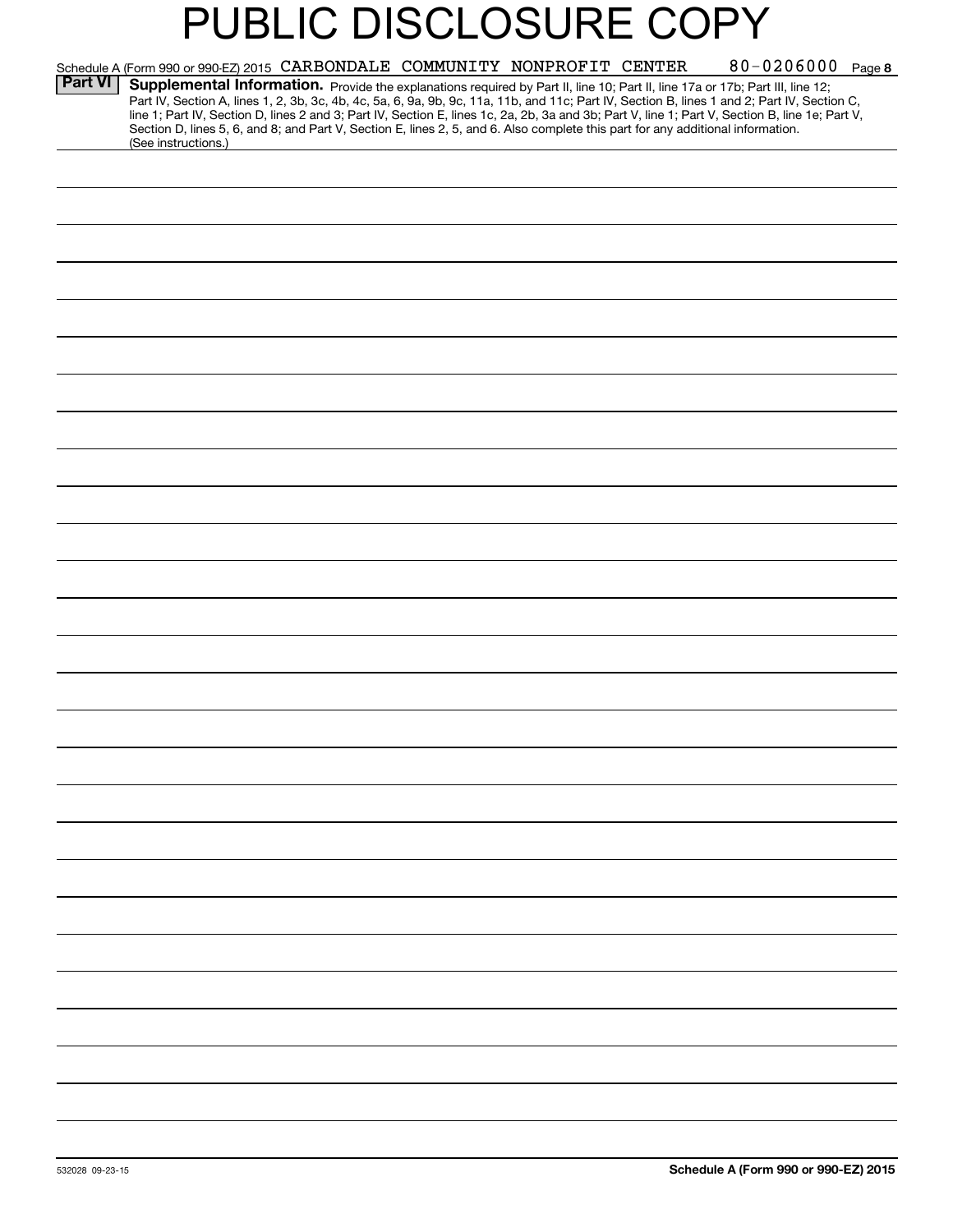# PUBLIC DISCLOSURE COPY

Schedule A (Form 990 or 990-EZ) 2015 CARBONDALE COMMUNITY NONPROFIT CENTER 80-0206000 Page 8

**Part VI** **Supplemental Information.** Provide the explanations required by Part II, line 10; Part II, line 17a or 17b; Part III, line 12; Part IV, Section A, lines 1, 2, 3b, 3c, 4b, 4c, 5a, 6, 9a, 9b, 9c, 11a, 11b, and 11c; Part IV, Section B, lines 1 and 2; Part IV, Section C, line 1; Part IV, Section D, lines 2 and 3; Part IV, Section E, lines 1c, 2a, 2b, 3a and 3b; Part V, line 1; Part V, Section B, line 1e; Part V, Section D, lines 5, 6, and 8; and Part V, Section E, lines 2, 5, and 6. Also complete this part for any additional information. (See instructions.)

532028 09-23-15

**Schedule A (Form 990 or 990-EZ) 2015**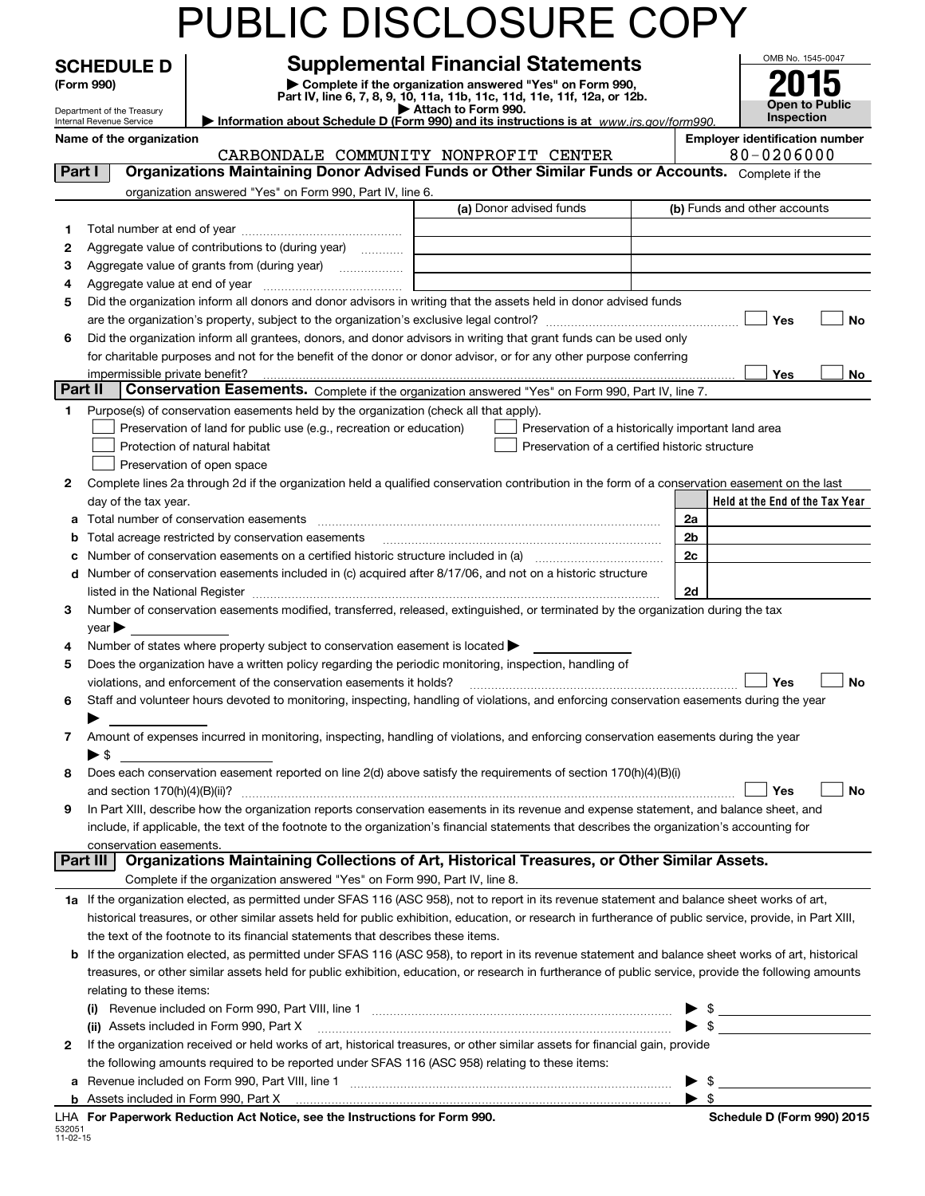# PUBLIC DISCLOSURE COPY

**SCHEDULE D (Form 990)**

Department of the Treasury
Internal Revenue Service

## Supplemental Financial Statements

▶ Complete if the organization answered "Yes" on Form 990, Part IV, line 6, 7, 8, 9, 10, 11a, 11b, 11c, 11d, 11e, 11f, 12a, or 12b.
▶ Attach to Form 990.
▶ Information about Schedule D (Form 990) and its instructions is at *www.irs.gov/form990.*

OMB No. 1545-0047

**2015**

**Open to Public Inspection**

**Name of the organization:** CARBONDALE COMMUNITY NONPROFIT CENTER

**Employer identification number:** 80-0206000

### Part I — Organizations Maintaining Donor Advised Funds or Other Similar Funds or Accounts.
Complete if the organization answered "Yes" on Form 990, Part IV, line 6.

| | | (a) Donor advised funds | (b) Funds and other accounts |
|---|---|---|---|
| 1 | Total number at end of year | | |
| 2 | Aggregate value of contributions to (during year) | | |
| 3 | Aggregate value of grants from (during year) | | |
| 4 | Aggregate value at end of year | | |

5 Did the organization inform all donors and donor advisors in writing that the assets held in donor advised funds are the organization's property, subject to the organization's exclusive legal control? ☐ Yes ☐ No

6 Did the organization inform all grantees, donors, and donor advisors in writing that grant funds can be used only for charitable purposes and not for the benefit of the donor or donor advisor, or for any other purpose conferring impermissible private benefit? ☐ Yes ☐ No

### Part II — Conservation Easements.
Complete if the organization answered "Yes" on Form 990, Part IV, line 7.

1 Purpose(s) of conservation easements held by the organization (check all that apply).

- ☐ Preservation of land for public use (e.g., recreation or education)
- ☐ Protection of natural habitat
- ☐ Preservation of open space
- ☐ Preservation of a historically important land area
- ☐ Preservation of a certified historic structure

2 Complete lines 2a through 2d if the organization held a qualified conservation contribution in the form of a conservation easement on the last day of the tax year.

| | | | Held at the End of the Tax Year |
|---|---|---|---|
| a | Total number of conservation easements | 2a | |
| b | Total acreage restricted by conservation easements | 2b | |
| c | Number of conservation easements on a certified historic structure included in (a) | 2c | |
| d | Number of conservation easements included in (c) acquired after 8/17/06, and not on a historic structure listed in the National Register | 2d | |

3 Number of conservation easements modified, transferred, released, extinguished, or terminated by the organization during the tax year ▶

4 Number of states where property subject to conservation easement is located ▶

5 Does the organization have a written policy regarding the periodic monitoring, inspection, handling of violations, and enforcement of the conservation easements it holds? ☐ Yes ☐ No

6 Staff and volunteer hours devoted to monitoring, inspecting, handling of violations, and enforcing conservation easements during the year ▶

7 Amount of expenses incurred in monitoring, inspecting, handling of violations, and enforcing conservation easements during the year ▶ $

8 Does each conservation easement reported on line 2(d) above satisfy the requirements of section 170(h)(4)(B)(i) and section 170(h)(4)(B)(ii)? ☐ Yes ☐ No

9 In Part XIII, describe how the organization reports conservation easements in its revenue and expense statement, and balance sheet, and include, if applicable, the text of the footnote to the organization's financial statements that describes the organization's accounting for conservation easements.

### Part III — Organizations Maintaining Collections of Art, Historical Treasures, or Other Similar Assets.
Complete if the organization answered "Yes" on Form 990, Part IV, line 8.

1a If the organization elected, as permitted under SFAS 116 (ASC 958), not to report in its revenue statement and balance sheet works of art, historical treasures, or other similar assets held for public exhibition, education, or research in furtherance of public service, provide, in Part XIII, the text of the footnote to its financial statements that describes these items.

b If the organization elected, as permitted under SFAS 116 (ASC 958), to report in its revenue statement and balance sheet works of art, historical treasures, or other similar assets held for public exhibition, education, or research in furtherance of public service, provide the following amounts relating to these items:

(i) Revenue included on Form 990, Part VIII, line 1 ▶ $

(ii) Assets included in Form 990, Part X ▶ $

2 If the organization received or held works of art, historical treasures, or other similar assets for financial gain, provide the following amounts required to be reported under SFAS 116 (ASC 958) relating to these items:

a Revenue included on Form 990, Part VIII, line 1 ▶ $

b Assets included in Form 990, Part X ▶ $

LHA **For Paperwork Reduction Act Notice, see the Instructions for Form 990.** **Schedule D (Form 990) 2015**

532051
11-02-15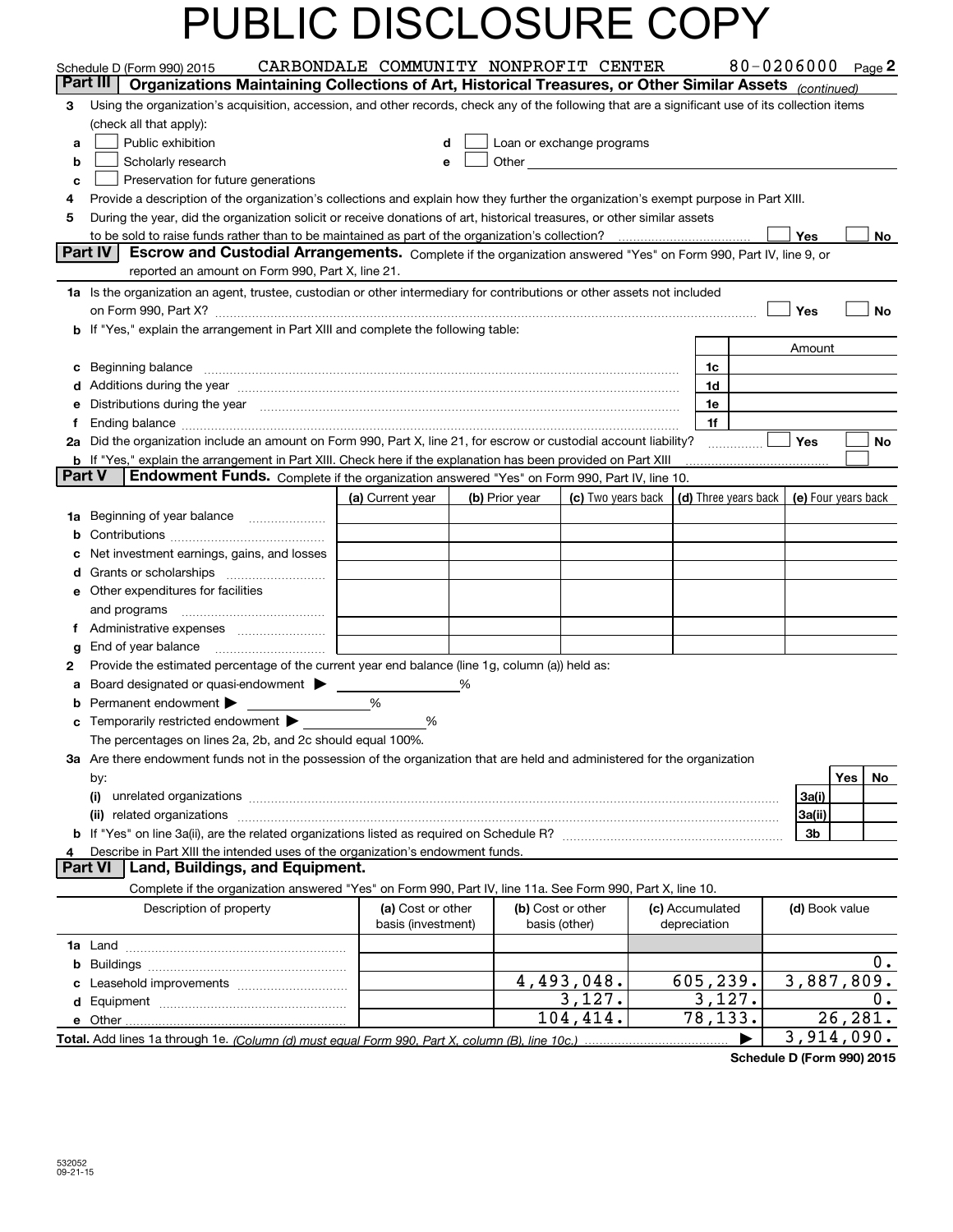# PUBLIC DISCLOSURE COPY

Schedule D (Form 990) 2015 CARBONDALE COMMUNITY NONPROFIT CENTER 80-0206000 Page 2

**Part III** **Organizations Maintaining Collections of Art, Historical Treasures, or Other Similar Assets** *(continued)*

3 Using the organization's acquisition, accession, and other records, check any of the following that are a significant use of its collection items (check all that apply):

a ☐ Public exhibition
b ☐ Scholarly research
c ☐ Preservation for future generations
d ☐ Loan or exchange programs
e ☐ Other

4 Provide a description of the organization's collections and explain how they further the organization's exempt purpose in Part XIII.

5 During the year, did the organization solicit or receive donations of art, historical treasures, or other similar assets to be sold to raise funds rather than to be maintained as part of the organization's collection? ☐ Yes ☐ No

**Part IV** **Escrow and Custodial Arrangements.** Complete if the organization answered "Yes" on Form 990, Part IV, line 9, or reported an amount on Form 990, Part X, line 21.

1a Is the organization an agent, trustee, custodian or other intermediary for contributions or other assets not included on Form 990, Part X? ☐ Yes ☐ No

b If "Yes," explain the arrangement in Part XIII and complete the following table:

| | | Amount |
|---|---|---|
| c Beginning balance | 1c | |
| d Additions during the year | 1d | |
| e Distributions during the year | 1e | |
| f Ending balance | 1f | |

2a Did the organization include an amount on Form 990, Part X, line 21, for escrow or custodial account liability? ☐ Yes ☐ No

b If "Yes," explain the arrangement in Part XIII. Check here if the explanation has been provided on Part XIII ☐

**Part V** **Endowment Funds.** Complete if the organization answered "Yes" on Form 990, Part IV, line 10.

| | (a) Current year | (b) Prior year | (c) Two years back | (d) Three years back | (e) Four years back |
|---|---|---|---|---|---|
| 1a Beginning of year balance | | | | | |
| b Contributions | | | | | |
| c Net investment earnings, gains, and losses | | | | | |
| d Grants or scholarships | | | | | |
| e Other expenditures for facilities and programs | | | | | |
| f Administrative expenses | | | | | |
| g End of year balance | | | | | |

2 Provide the estimated percentage of the current year end balance (line 1g, column (a)) held as:

a Board designated or quasi-endowment ▶ %

b Permanent endowment ▶ %

c Temporarily restricted endowment ▶ %

The percentages on lines 2a, 2b, and 2c should equal 100%.

3a Are there endowment funds not in the possession of the organization that are held and administered for the organization by:

| | | Yes | No |
|---|---|---|---|
| (i) unrelated organizations | 3a(i) | | |
| (ii) related organizations | 3a(ii) | | |
| b If "Yes" on line 3a(ii), are the related organizations listed as required on Schedule R? | 3b | | |

4 Describe in Part XIII the intended uses of the organization's endowment funds.

**Part VI** **Land, Buildings, and Equipment.**

Complete if the organization answered "Yes" on Form 990, Part IV, line 11a. See Form 990, Part X, line 10.

| Description of property | (a) Cost or other basis (investment) | (b) Cost or other basis (other) | (c) Accumulated depreciation | (d) Book value |
|---|---|---|---|---|
| 1a Land | | | | |
| b Buildings | | | | 0. |
| c Leasehold improvements | | 4,493,048. | 605,239. | 3,887,809. |
| d Equipment | | 3,127. | 3,127. | 0. |
| e Other | | 104,414. | 78,133. | 26,281. |
| **Total.** Add lines 1a through 1e. *(Column (d) must equal Form 990, Part X, column (B), line 10c.)* ▶ | | | | 3,914,090. |

**Schedule D (Form 990) 2015**

532052
09-21-15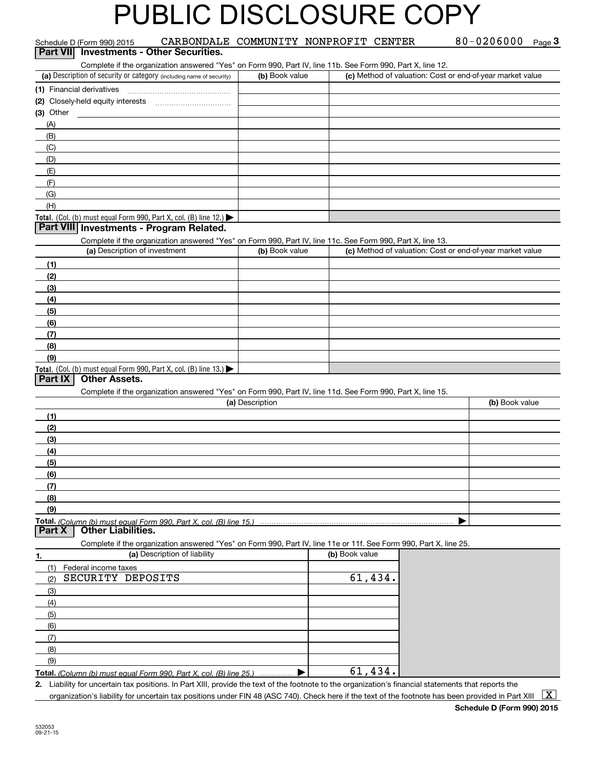# PUBLIC DISCLOSURE COPY

Schedule D (Form 990) 2015 CARBONDALE COMMUNITY NONPROFIT CENTER 80-0206000 Page 3

## Part VII Investments - Other Securities.

Complete if the organization answered "Yes" on Form 990, Part IV, line 11b. See Form 990, Part X, line 12.

| (a) Description of security or category (including name of security) | (b) Book value | (c) Method of valuation: Cost or end-of-year market value |
|---|---|---|
| (1) Financial derivatives | | |
| (2) Closely-held equity interests | | |
| (3) Other | | |
| (A) | | |
| (B) | | |
| (C) | | |
| (D) | | |
| (E) | | |
| (F) | | |
| (G) | | |
| (H) | | |
| **Total.** (Col. (b) must equal Form 990, Part X, col. (B) line 12.) ▶ | | |

## Part VIII Investments - Program Related.

Complete if the organization answered "Yes" on Form 990, Part IV, line 11c. See Form 990, Part X, line 13.

| (a) Description of investment | (b) Book value | (c) Method of valuation: Cost or end-of-year market value |
|---|---|---|
| (1) | | |
| (2) | | |
| (3) | | |
| (4) | | |
| (5) | | |
| (6) | | |
| (7) | | |
| (8) | | |
| (9) | | |
| **Total.** (Col. (b) must equal Form 990, Part X, col. (B) line 13.) ▶ | | |

## Part IX Other Assets.

Complete if the organization answered "Yes" on Form 990, Part IV, line 11d. See Form 990, Part X, line 15.

| (a) Description | (b) Book value |
|---|---|
| (1) | |
| (2) | |
| (3) | |
| (4) | |
| (5) | |
| (6) | |
| (7) | |
| (8) | |
| (9) | |
| **Total.** *(Column (b) must equal Form 990, Part X, col. (B) line 15.)* ▶ | |

## Part X Other Liabilities.

Complete if the organization answered "Yes" on Form 990, Part IV, line 11e or 11f. See Form 990, Part X, line 25.

| 1. (a) Description of liability | (b) Book value |
|---|---|
| (1) Federal income taxes | |
| (2) SECURITY DEPOSITS | 61,434. |
| (3) | |
| (4) | |
| (5) | |
| (6) | |
| (7) | |
| (8) | |
| (9) | |
| **Total.** *(Column (b) must equal Form 990, Part X, col. (B) line 25.)* ▶ | 61,434. |

2. Liability for uncertain tax positions. In Part XIII, provide the text of the footnote to the organization's financial statements that reports the organization's liability for uncertain tax positions under FIN 48 (ASC 740). Check here if the text of the footnote has been provided in Part XIII [X]

**Schedule D (Form 990) 2015**

532053
09-21-15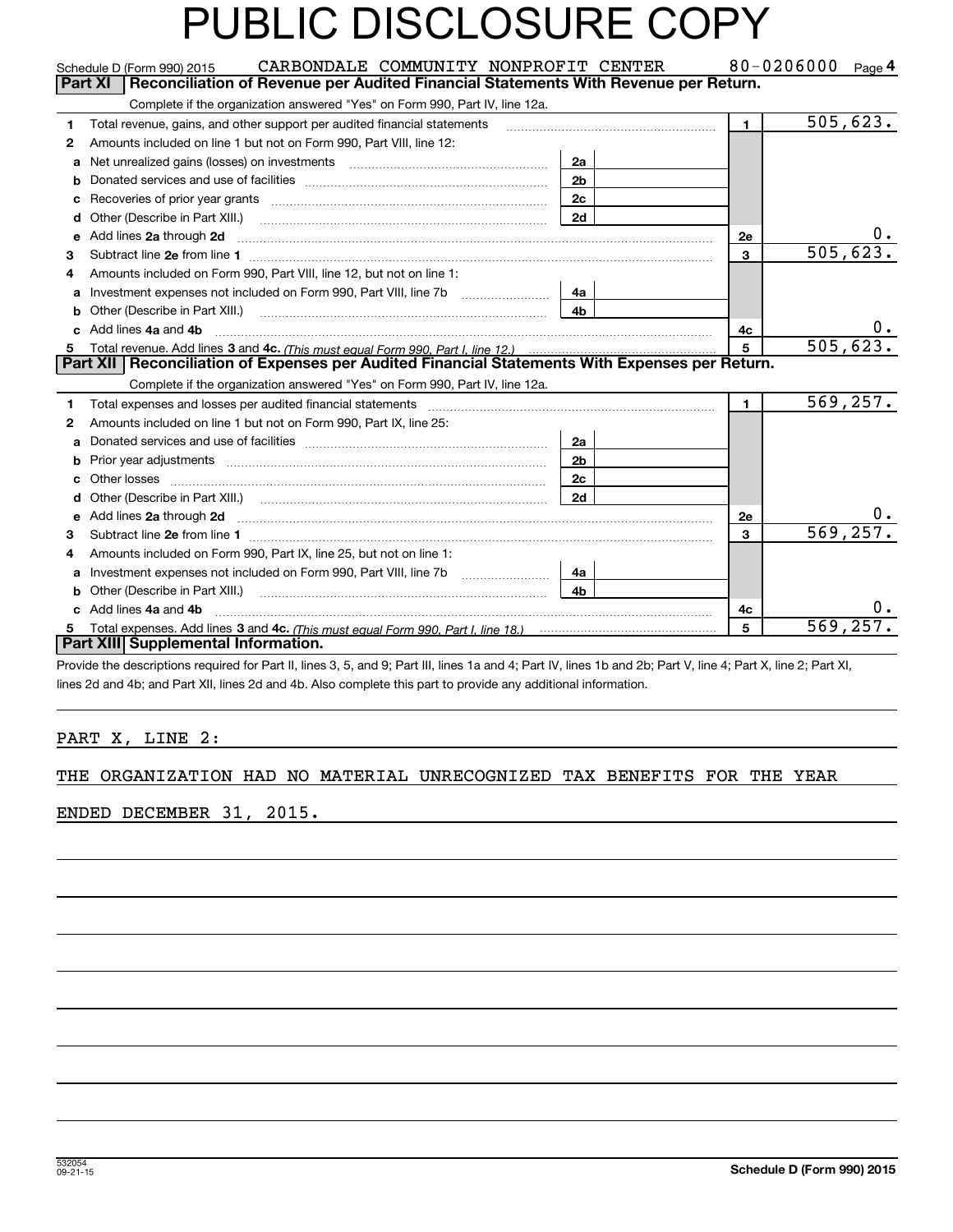# PUBLIC DISCLOSURE COPY

Schedule D (Form 990) 2015 CARBONDALE COMMUNITY NONPROFIT CENTER 80-0206000 Page 4

## Part XI Reconciliation of Revenue per Audited Financial Statements With Revenue per Return.

Complete if the organization answered "Yes" on Form 990, Part IV, line 12a.

| | | | | | |
|---|---|---|---|---|---|
| 1 | Total revenue, gains, and other support per audited financial statements | | | 1 | 505,623. |
| 2 | Amounts included on line 1 but not on Form 990, Part VIII, line 12: | | | | |
| a | Net unrealized gains (losses) on investments | 2a | | | |
| b | Donated services and use of facilities | 2b | | | |
| c | Recoveries of prior year grants | 2c | | | |
| d | Other (Describe in Part XIII.) | 2d | | | |
| e | Add lines **2a** through **2d** | | | 2e | 0. |
| 3 | Subtract line **2e** from line **1** | | | 3 | 505,623. |
| 4 | Amounts included on Form 990, Part VIII, line 12, but not on line 1: | | | | |
| a | Investment expenses not included on Form 990, Part VIII, line 7b | 4a | | | |
| b | Other (Describe in Part XIII.) | 4b | | | |
| c | Add lines **4a** and **4b** | | | 4c | 0. |
| 5 | Total revenue. Add lines **3** and **4c.** *(This must equal Form 990, Part I, line 12.)* | | | 5 | 505,623. |

## Part XII Reconciliation of Expenses per Audited Financial Statements With Expenses per Return.

Complete if the organization answered "Yes" on Form 990, Part IV, line 12a.

| | | | | | |
|---|---|---|---|---|---|
| 1 | Total expenses and losses per audited financial statements | | | 1 | 569,257. |
| 2 | Amounts included on line 1 but not on Form 990, Part IX, line 25: | | | | |
| a | Donated services and use of facilities | 2a | | | |
| b | Prior year adjustments | 2b | | | |
| c | Other losses | 2c | | | |
| d | Other (Describe in Part XIII.) | 2d | | | |
| e | Add lines **2a** through **2d** | | | 2e | 0. |
| 3 | Subtract line **2e** from line **1** | | | 3 | 569,257. |
| 4 | Amounts included on Form 990, Part IX, line 25, but not on line 1: | | | | |
| a | Investment expenses not included on Form 990, Part VIII, line 7b | 4a | | | |
| b | Other (Describe in Part XIII.) | 4b | | | |
| c | Add lines **4a** and **4b** | | | 4c | 0. |
| 5 | Total expenses. Add lines **3** and **4c.** *(This must equal Form 990, Part I, line 18.)* | | | 5 | 569,257. |

## Part XIII Supplemental Information.

Provide the descriptions required for Part II, lines 3, 5, and 9; Part III, lines 1a and 4; Part IV, lines 1b and 2b; Part V, line 4; Part X, line 2; Part XI, lines 2d and 4b; and Part XII, lines 2d and 4b. Also complete this part to provide any additional information.

PART X, LINE 2:

THE ORGANIZATION HAD NO MATERIAL UNRECOGNIZED TAX BENEFITS FOR THE YEAR ENDED DECEMBER 31, 2015.

532054 09-21-15 **Schedule D (Form 990) 2015**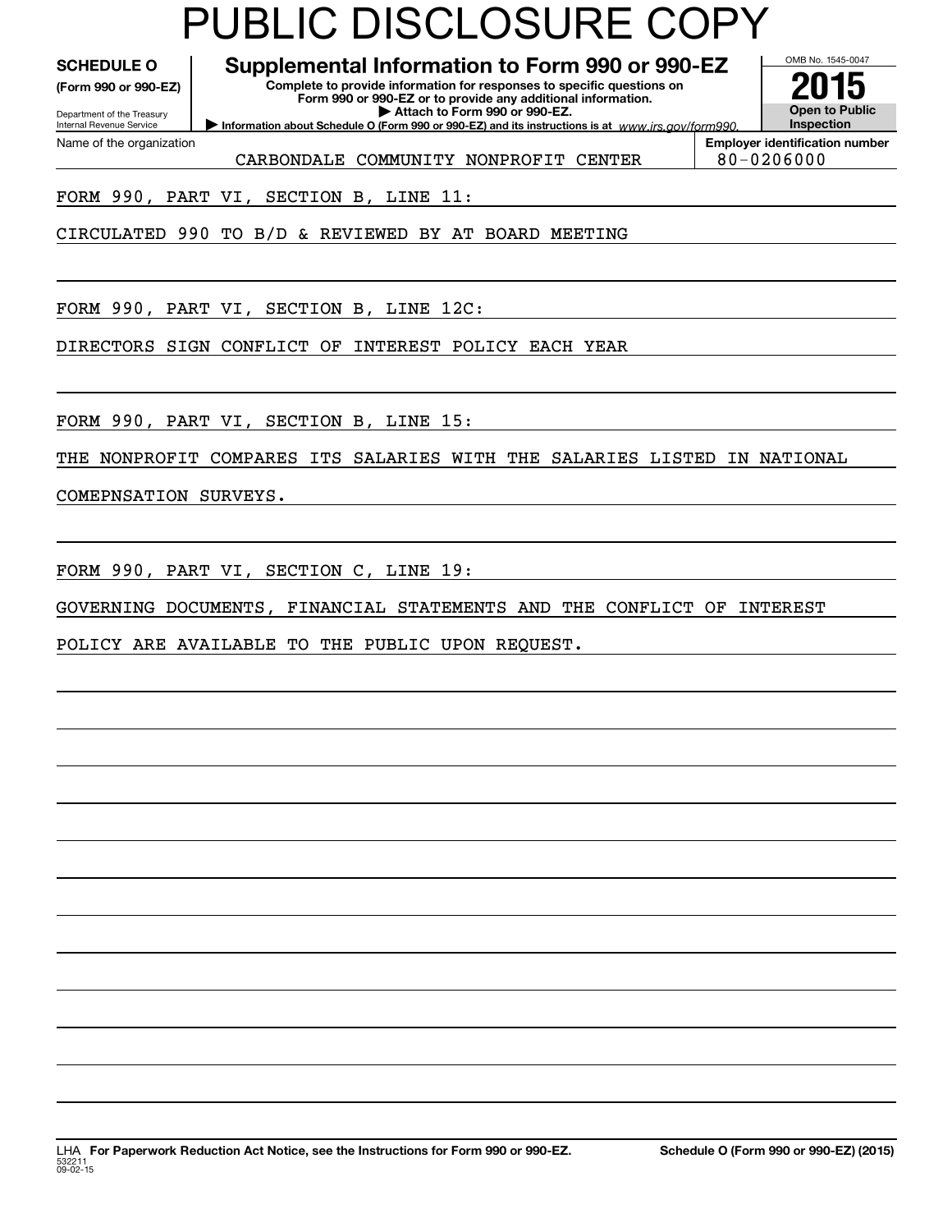# PUBLIC DISCLOSURE COPY

**SCHEDULE O** (Form 990 or 990-EZ)

Department of the Treasury
Internal Revenue Service

## Supplemental Information to Form 990 or 990-EZ

**Complete to provide information for responses to specific questions on Form 990 or 990-EZ or to provide any additional information.**
**▶ Attach to Form 990 or 990-EZ.**
**▶ Information about Schedule O (Form 990 or 990-EZ) and its instructions is at** *www.irs.gov/form990.*

OMB No. 1545-0047

**2015**

**Open to Public Inspection**

| Name of the organization | Employer identification number |
|---|---|
| CARBONDALE COMMUNITY NONPROFIT CENTER | 80-0206000 |

FORM 990, PART VI, SECTION B, LINE 11:

CIRCULATED 990 TO B/D & REVIEWED BY AT BOARD MEETING

FORM 990, PART VI, SECTION B, LINE 12C:

DIRECTORS SIGN CONFLICT OF INTEREST POLICY EACH YEAR

FORM 990, PART VI, SECTION B, LINE 15:

THE NONPROFIT COMPARES ITS SALARIES WITH THE SALARIES LISTED IN NATIONAL COMEPNSATION SURVEYS.

FORM 990, PART VI, SECTION C, LINE 19:

GOVERNING DOCUMENTS, FINANCIAL STATEMENTS AND THE CONFLICT OF INTEREST POLICY ARE AVAILABLE TO THE PUBLIC UPON REQUEST.

LHA **For Paperwork Reduction Act Notice, see the Instructions for Form 990 or 990-EZ.** **Schedule O (Form 990 or 990-EZ) (2015)**

532211
09-02-15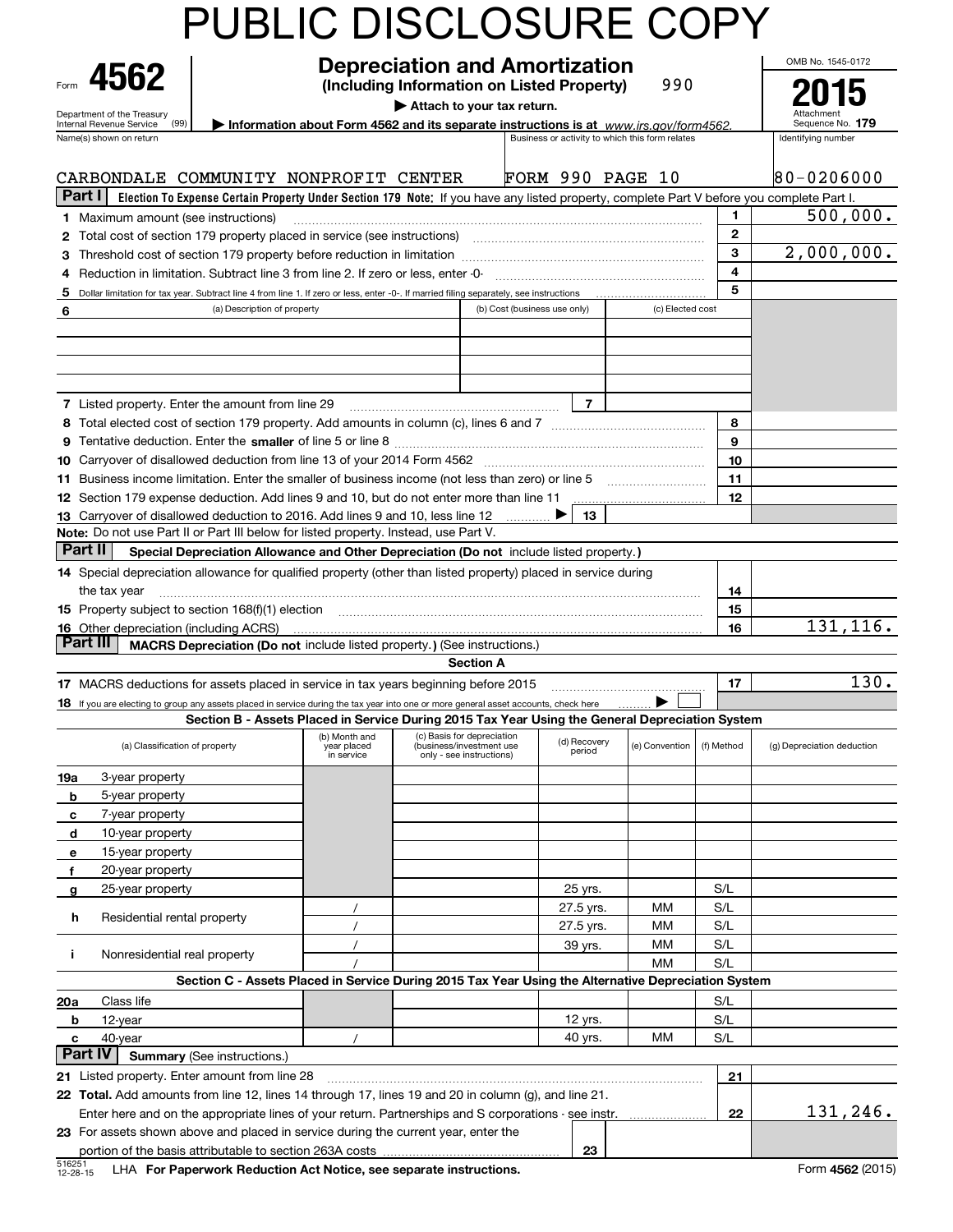# PUBLIC DISCLOSURE COPY

Form **4562**

Department of the Treasury
Internal Revenue Service (99)

## Depreciation and Amortization
**(Including Information on Listed Property)** 990

▶ Attach to your tax return.

▶ Information about Form 4562 and its separate instructions is at *www.irs.gov/form4562.*

OMB No. 1545-0172

**2015**
Attachment Sequence No. **179**

| Name(s) shown on return | Business or activity to which this form relates | Identifying number |
|---|---|---|
| CARBONDALE COMMUNITY NONPROFIT CENTER | FORM 990 PAGE 10 | 80-0206000 |

**Part I** **Election To Expense Certain Property Under Section 179 Note:** If you have any listed property, complete Part V before you complete Part I.

| | | Line | Amount |
|---|---|---|---|
| **1** | Maximum amount (see instructions) | **1** | 500,000. |
| **2** | Total cost of section 179 property placed in service (see instructions) | **2** | |
| **3** | Threshold cost of section 179 property before reduction in limitation | **3** | 2,000,000. |
| **4** | Reduction in limitation. Subtract line 3 from line 2. If zero or less, enter -0- | **4** | |
| **5** | Dollar limitation for tax year. Subtract line 4 from line 1. If zero or less, enter -0-. If married filing separately, see instructions | **5** | |

| **6** (a) Description of property | (b) Cost (business use only) | (c) Elected cost |
|---|---|---|
| | | |
| | | |
| | | |
| | | |

| | | Line | Amount |
|---|---|---|---|
| **7** | Listed property. Enter the amount from line 29 | **7** | |
| **8** | Total elected cost of section 179 property. Add amounts in column (c), lines 6 and 7 | **8** | |
| **9** | Tentative deduction. Enter the **smaller** of line 5 or line 8 | **9** | |
| **10** | Carryover of disallowed deduction from line 13 of your 2014 Form 4562 | **10** | |
| **11** | Business income limitation. Enter the smaller of business income (not less than zero) or line 5 | **11** | |
| **12** | Section 179 expense deduction. Add lines 9 and 10, but do not enter more than line 11 | **12** | |
| **13** | Carryover of disallowed deduction to 2016. Add lines 9 and 10, less line 12 ▶ | **13** | |

**Note:** Do not use Part II or Part III below for listed property. Instead, use Part V.

**Part II** **Special Depreciation Allowance and Other Depreciation (Do not** include listed property.**)**

| | | Line | Amount |
|---|---|---|---|
| **14** | Special depreciation allowance for qualified property (other than listed property) placed in service during the tax year | **14** | |
| **15** | Property subject to section 168(f)(1) election | **15** | |
| **16** | Other depreciation (including ACRS) | **16** | 131,116. |

**Part III** **MACRS Depreciation (Do not** include listed property.**)** (See instructions.)

**Section A**

| | | Line | Amount |
|---|---|---|---|
| **17** | MACRS deductions for assets placed in service in tax years beginning before 2015 | **17** | 130. |
| **18** | If you are electing to group any assets placed in service during the tax year into one or more general asset accounts, check here ▶ ☐ | | |

**Section B - Assets Placed in Service During 2015 Tax Year Using the General Depreciation System**

| (a) Classification of property | (b) Month and year placed in service | (c) Basis for depreciation (business/investment use only - see instructions) | (d) Recovery period | (e) Convention | (f) Method | (g) Depreciation deduction |
|---|---|---|---|---|---|---|
| **19a** 3-year property | | | | | | |
| **b** 5-year property | | | | | | |
| **c** 7-year property | | | | | | |
| **d** 10-year property | | | | | | |
| **e** 15-year property | | | | | | |
| **f** 20-year property | | | | | | |
| **g** 25-year property | | | 25 yrs. | | S/L | |
| **h** Residential rental property | / | | 27.5 yrs. | MM | S/L | |
| | / | | 27.5 yrs. | MM | S/L | |
| **i** Nonresidential real property | / | | 39 yrs. | MM | S/L | |
| | / | | | MM | S/L | |

**Section C - Assets Placed in Service During 2015 Tax Year Using the Alternative Depreciation System**

| (a) Classification of property | (b) Month and year placed in service | (c) Basis for depreciation | (d) Recovery period | (e) Convention | (f) Method | (g) Depreciation deduction |
|---|---|---|---|---|---|---|
| **20a** Class life | | | | | S/L | |
| **b** 12-year | | | 12 yrs. | | S/L | |
| **c** 40-year | / | | 40 yrs. | MM | S/L | |

**Part IV** **Summary** (See instructions.)

| | | Line | Amount |
|---|---|---|---|
| **21** | Listed property. Enter amount from line 28 | **21** | |
| **22** | **Total.** Add amounts from line 12, lines 14 through 17, lines 19 and 20 in column (g), and line 21. Enter here and on the appropriate lines of your return. Partnerships and S corporations - see instr. | **22** | 131,246. |
| **23** | For assets shown above and placed in service during the current year, enter the portion of the basis attributable to section 263A costs | **23** | |

516251 12-28-15 LHA **For Paperwork Reduction Act Notice, see separate instructions.** Form **4562** (2015)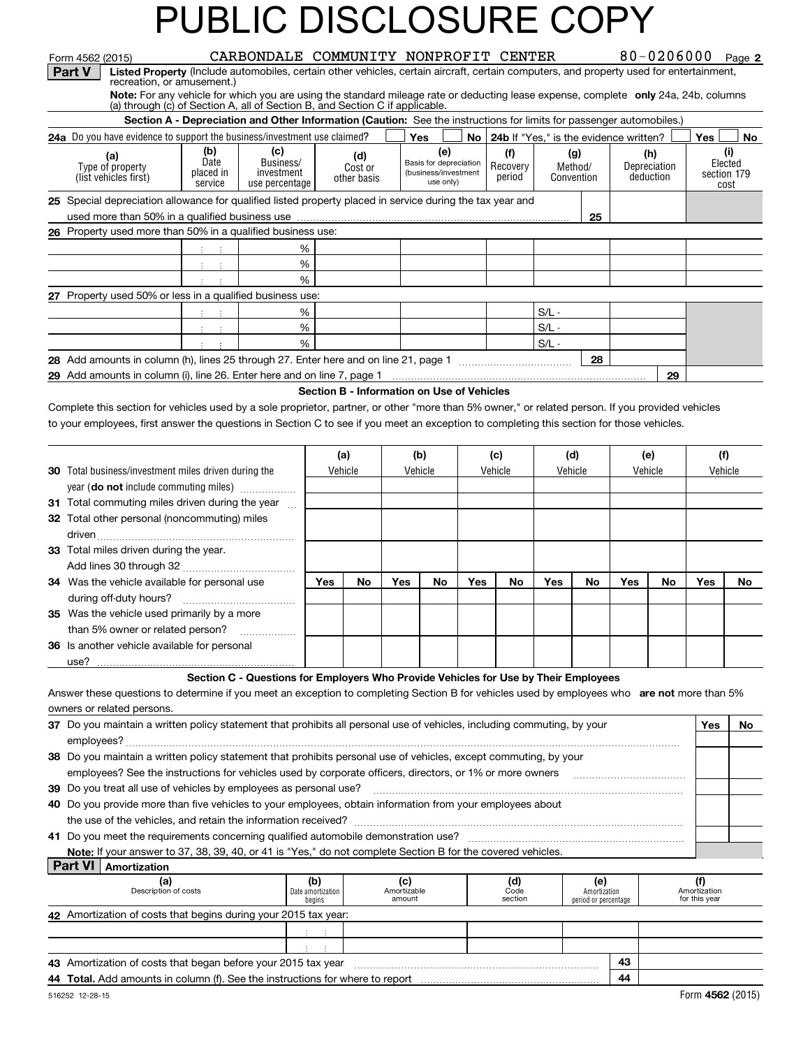# PUBLIC DISCLOSURE COPY

Form 4562 (2015) CARBONDALE COMMUNITY NONPROFIT CENTER 80-0206000 Page **2**

**Part V** **Listed Property** (Include automobiles, certain other vehicles, certain aircraft, certain computers, and property used for entertainment, recreation, or amusement.)

**Note:** For any vehicle for which you are using the standard mileage rate or deducting lease expense, complete **only** 24a, 24b, columns (a) through (c) of Section A, all of Section B, and Section C if applicable.

**Section A - Depreciation and Other Information (Caution:** See the instructions for limits for passenger automobiles.)

**24a** Do you have evidence to support the business/investment use claimed? Yes No **24b** If "Yes," is the evidence written? Yes No

| (a) Type of property (list vehicles first) | (b) Date placed in service | (c) Business/ investment use percentage | (d) Cost or other basis | (e) Basis for depreciation (business/investment use only) | (f) Recovery period | (g) Method/ Convention | (h) Depreciation deduction | (i) Elected section 179 cost |
|---|---|---|---|---|---|---|---|---|
| **25** Special depreciation allowance for qualified listed property placed in service during the tax year and used more than 50% in a qualified business use | | | | | | 25 | | |
| **26** Property used more than 50% in a qualified business use: | | | | | | | | |
| | | % | | | | | | |
| | | % | | | | | | |
| | | % | | | | | | |
| **27** Property used 50% or less in a qualified business use: | | | | | | | | |
| | | % | | | | S/L - | | |
| | | % | | | | S/L - | | |
| | | % | | | | S/L - | | |
| **28** Add amounts in column (h), lines 25 through 27. Enter here and on line 21, page 1 | | | | | | 28 | | |
| **29** Add amounts in column (i), line 26. Enter here and on line 7, page 1 | | | | | | | 29 | |

**Section B - Information on Use of Vehicles**

Complete this section for vehicles used by a sole proprietor, partner, or other "more than 5% owner," or related person. If you provided vehicles to your employees, first answer the questions in Section C to see if you meet an exception to completing this section for those vehicles.

| | (a) Vehicle | | (b) Vehicle | | (c) Vehicle | | (d) Vehicle | | (e) Vehicle | | (f) Vehicle | |
|---|---|---|---|---|---|---|---|---|---|---|---|---|
| **30** Total business/investment miles driven during the year (**do not** include commuting miles) | | | | | | | | | | | | |
| **31** Total commuting miles driven during the year | | | | | | | | | | | | |
| **32** Total other personal (noncommuting) miles driven | | | | | | | | | | | | |
| **33** Total miles driven during the year. Add lines 30 through 32 | | | | | | | | | | | | |
| | **Yes** | **No** | **Yes** | **No** | **Yes** | **No** | **Yes** | **No** | **Yes** | **No** | **Yes** | **No** |
| **34** Was the vehicle available for personal use during off-duty hours? | | | | | | | | | | | | |
| **35** Was the vehicle used primarily by a more than 5% owner or related person? | | | | | | | | | | | | |
| **36** Is another vehicle available for personal use? | | | | | | | | | | | | |

**Section C - Questions for Employers Who Provide Vehicles for Use by Their Employees**

Answer these questions to determine if you meet an exception to completing Section B for vehicles used by employees who **are not** more than 5% owners or related persons.

| | Yes | No |
|---|---|---|
| **37** Do you maintain a written policy statement that prohibits all personal use of vehicles, including commuting, by your employees? | | |
| **38** Do you maintain a written policy statement that prohibits personal use of vehicles, except commuting, by your employees? See the instructions for vehicles used by corporate officers, directors, or 1% or more owners | | |
| **39** Do you treat all use of vehicles by employees as personal use? | | |
| **40** Do you provide more than five vehicles to your employees, obtain information from your employees about the use of the vehicles, and retain the information received? | | |
| **41** Do you meet the requirements concerning qualified automobile demonstration use? | | |

**Note:** If your answer to 37, 38, 39, 40, or 41 is "Yes," do not complete Section B for the covered vehicles.

**Part VI** **Amortization**

| (a) Description of costs | (b) Date amortization begins | (c) Amortizable amount | (d) Code section | (e) Amortization period or percentage | (f) Amortization for this year |
|---|---|---|---|---|---|
| **42** Amortization of costs that begins during your 2015 tax year: | | | | | |
| | | | | | |
| | | | | | |
| **43** Amortization of costs that began before your 2015 tax year | | | | 43 | |
| **44 Total.** Add amounts in column (f). See the instructions for where to report | | | | 44 | |

516252 12-28-15 Form **4562** (2015)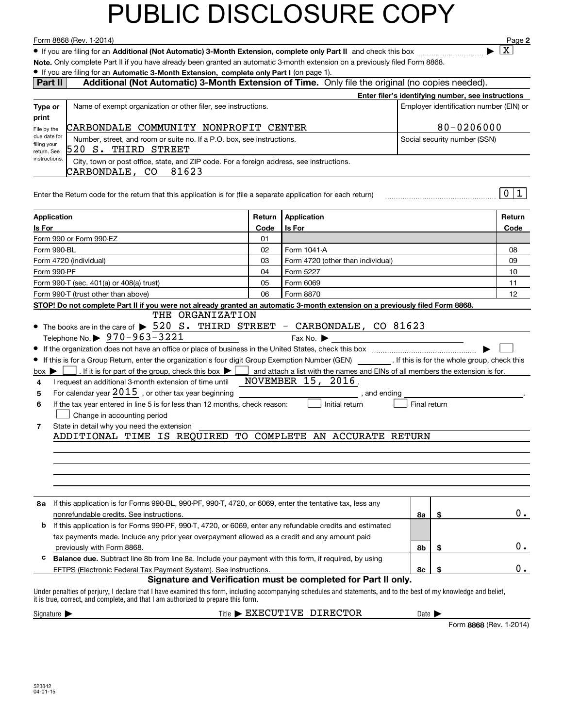# PUBLIC DISCLOSURE COPY

Form 8868 (Rev. 1-2014)

- If you are filing for an **Additional (Not Automatic) 3-Month Extension, complete only Part II** and check this box ▶ [X]

**Note.** Only complete Part II if you have already been granted an automatic 3-month extension on a previously filed Form 8868.

- If you are filing for an **Automatic 3-Month Extension, complete only Part I** (on page 1).

## Part II Additional (Not Automatic) 3-Month Extension of Time. Only file the original (no copies needed).

**Enter filer's identifying number, see instructions**

| Type or print | | |
|---|---|---|
| File by the due date for filing your return. See instructions. | Name of exempt organization or other filer, see instructions.<br>CARBONDALE COMMUNITY NONPROFIT CENTER | Employer identification number (EIN) or<br>80-0206000 |
| | Number, street, and room or suite no. If a P.O. box, see instructions.<br>520 S. THIRD STREET | Social security number (SSN) |
| | City, town or post office, state, and ZIP code. For a foreign address, see instructions.<br>CARBONDALE, CO 81623 | |

Enter the Return code for the return that this application is for (file a separate application for each return) 0 1

| Application Is For | Return Code | Application Is For | Return Code |
|---|---|---|---|
| Form 990 or Form 990-EZ | 01 | | |
| Form 990-BL | 02 | Form 1041-A | 08 |
| Form 4720 (individual) | 03 | Form 4720 (other than individual) | 09 |
| Form 990-PF | 04 | Form 5227 | 10 |
| Form 990-T (sec. 401(a) or 408(a) trust) | 05 | Form 6069 | 11 |
| Form 990-T (trust other than above) | 06 | Form 8870 | 12 |

**STOP! Do not complete Part II if you were not already granted an automatic 3-month extension on a previously filed Form 8868.**

- The books are in the care of ▶ THE ORGANIZATION 520 S. THIRD STREET - CARBONDALE, CO 81623

  Telephone No. ▶ 970-963-3221 Fax No. ▶

- If the organization does not have an office or place of business in the United States, check this box ▶ [ ]
- If this is for a Group Return, enter the organization's four digit Group Exemption Number (GEN) ______. If this is for the whole group, check this box ▶ [ ]. If it is for part of the group, check this box ▶ [ ] and attach a list with the names and EINs of all members the extension is for.

**4** I request an additional 3-month extension of time until NOVEMBER 15, 2016.

**5** For calendar year 2015, or other tax year beginning ______, and ending ______.

**6** If the tax year entered in line 5 is for less than 12 months, check reason: [ ] Initial return [ ] Final return [ ] Change in accounting period

**7** State in detail why you need the extension
ADDITIONAL TIME IS REQUIRED TO COMPLETE AN ACCURATE RETURN

| | | | |
|---|---|---|---|
| **8a** If this application is for Forms 990-BL, 990-PF, 990-T, 4720, or 6069, enter the tentative tax, less any nonrefundable credits. See instructions. | 8a | $ | 0. |
| **b** If this application is for Forms 990-PF, 990-T, 4720, or 6069, enter any refundable credits and estimated tax payments made. Include any prior year overpayment allowed as a credit and any amount paid previously with Form 8868. | 8b | $ | 0. |
| **c** **Balance due.** Subtract line 8b from line 8a. Include your payment with this form, if required, by using EFTPS (Electronic Federal Tax Payment System). See instructions. | 8c | $ | 0. |

**Signature and Verification must be completed for Part II only.**

Under penalties of perjury, I declare that I have examined this form, including accompanying schedules and statements, and to the best of my knowledge and belief, it is true, correct, and complete, and that I am authorized to prepare this form.

Signature ▶ Title ▶ EXECUTIVE DIRECTOR Date ▶

Form **8868** (Rev. 1-2014)

523842 04-01-15